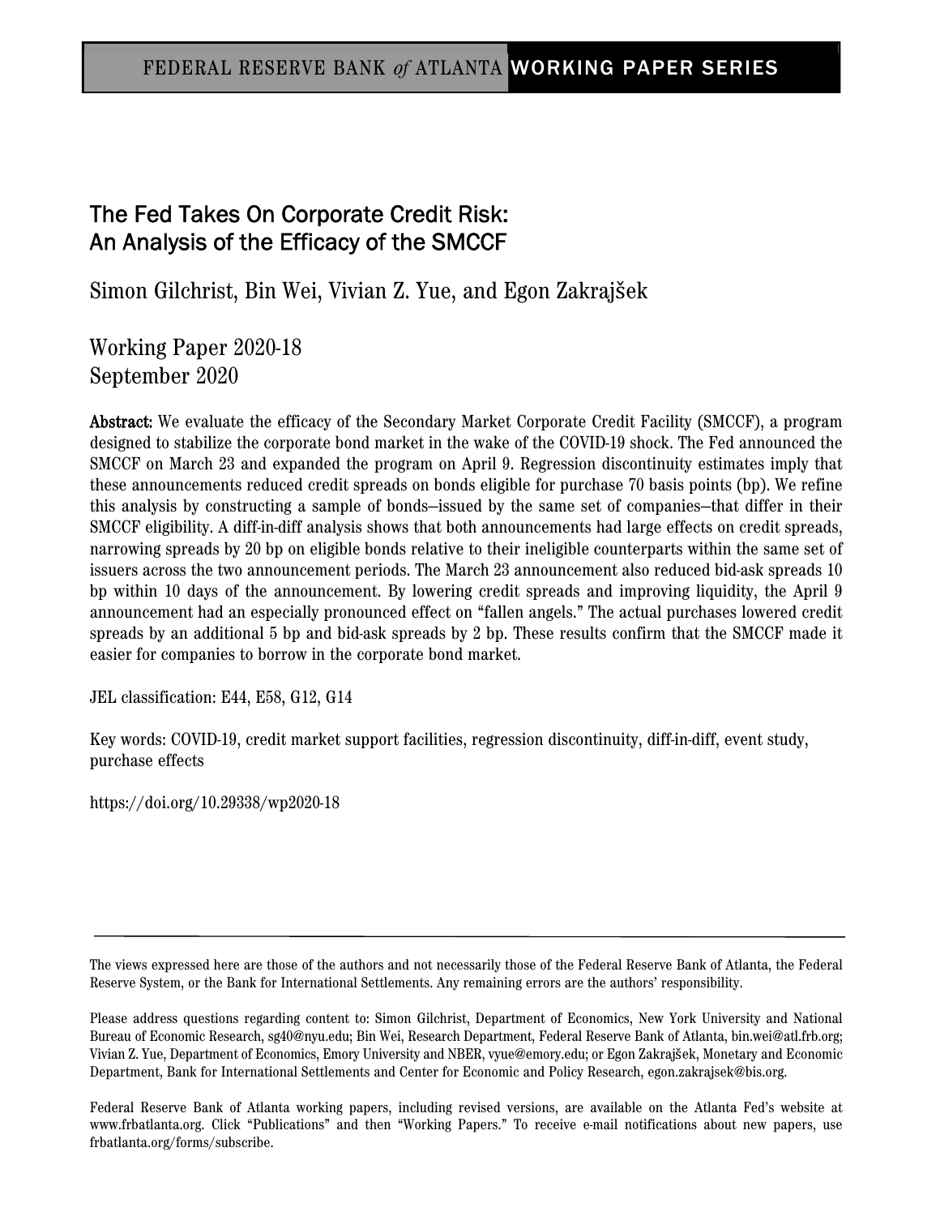FEDERAL RESERVE BANK *of* ATLANTA WORKING PAPER SERIES

# The Fed Takes On Corporate Credit Risk: An Analysis of the Efficacy of the SMCCF

Simon Gilchrist, Bin Wei, Vivian Z. Yue, and Egon Zakrajšek

Working Paper 2020-18
September 2020

**Abstract:** We evaluate the efficacy of the Secondary Market Corporate Credit Facility (SMCCF), a program designed to stabilize the corporate bond market in the wake of the COVID-19 shock. The Fed announced the SMCCF on March 23 and expanded the program on April 9. Regression discontinuity estimates imply that these announcements reduced credit spreads on bonds eligible for purchase 70 basis points (bp). We refine this analysis by constructing a sample of bonds—issued by the same set of companies—that differ in their SMCCF eligibility. A diff-in-diff analysis shows that both announcements had large effects on credit spreads, narrowing spreads by 20 bp on eligible bonds relative to their ineligible counterparts within the same set of issuers across the two announcement periods. The March 23 announcement also reduced bid-ask spreads 10 bp within 10 days of the announcement. By lowering credit spreads and improving liquidity, the April 9 announcement had an especially pronounced effect on "fallen angels." The actual purchases lowered credit spreads by an additional 5 bp and bid-ask spreads by 2 bp. These results confirm that the SMCCF made it easier for companies to borrow in the corporate bond market.

JEL classification: E44, E58, G12, G14

Key words: COVID-19, credit market support facilities, regression discontinuity, diff-in-diff, event study, purchase effects

https://doi.org/10.29338/wp2020-18

---

The views expressed here are those of the authors and not necessarily those of the Federal Reserve Bank of Atlanta, the Federal Reserve System, or the Bank for International Settlements. Any remaining errors are the authors' responsibility.

Please address questions regarding content to: Simon Gilchrist, Department of Economics, New York University and National Bureau of Economic Research, sg40@nyu.edu; Bin Wei, Research Department, Federal Reserve Bank of Atlanta, bin.wei@atl.frb.org; Vivian Z. Yue, Department of Economics, Emory University and NBER, vyue@emory.edu; or Egon Zakrajšek, Monetary and Economic Department, Bank for International Settlements and Center for Economic and Policy Research, egon.zakrajsek@bis.org.

Federal Reserve Bank of Atlanta working papers, including revised versions, are available on the Atlanta Fed's website at www.frbatlanta.org. Click "Publications" and then "Working Papers." To receive e-mail notifications about new papers, use frbatlanta.org/forms/subscribe.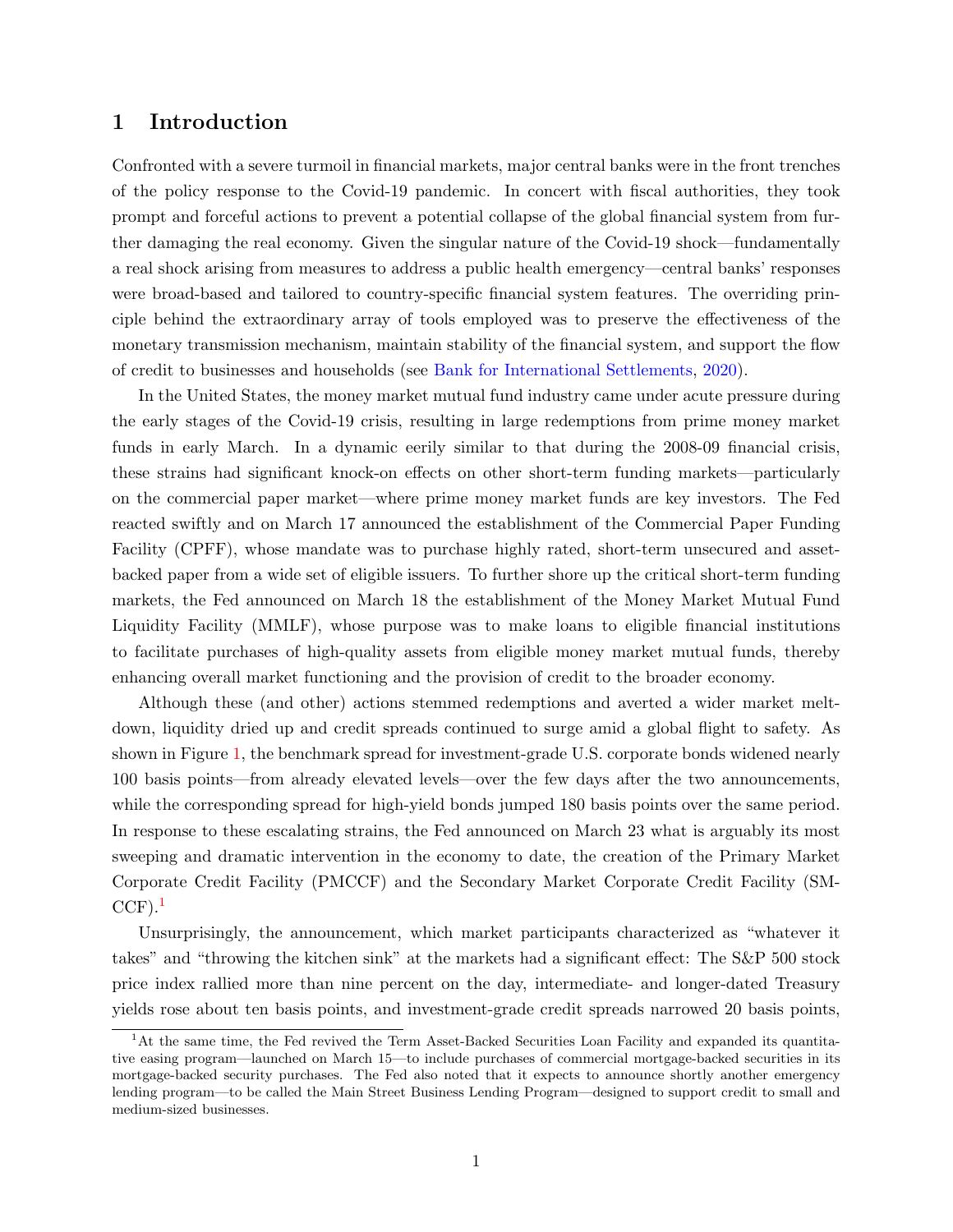# 1 Introduction

Confronted with a severe turmoil in financial markets, major central banks were in the front trenches of the policy response to the Covid-19 pandemic. In concert with fiscal authorities, they took prompt and forceful actions to prevent a potential collapse of the global financial system from further damaging the real economy. Given the singular nature of the Covid-19 shock—fundamentally a real shock arising from measures to address a public health emergency—central banks' responses were broad-based and tailored to country-specific financial system features. The overriding principle behind the extraordinary array of tools employed was to preserve the effectiveness of the monetary transmission mechanism, maintain stability of the financial system, and support the flow of credit to businesses and households (see Bank for International Settlements, 2020).

In the United States, the money market mutual fund industry came under acute pressure during the early stages of the Covid-19 crisis, resulting in large redemptions from prime money market funds in early March. In a dynamic eerily similar to that during the 2008-09 financial crisis, these strains had significant knock-on effects on other short-term funding markets—particularly on the commercial paper market—where prime money market funds are key investors. The Fed reacted swiftly and on March 17 announced the establishment of the Commercial Paper Funding Facility (CPFF), whose mandate was to purchase highly rated, short-term unsecured and asset-backed paper from a wide set of eligible issuers. To further shore up the critical short-term funding markets, the Fed announced on March 18 the establishment of the Money Market Mutual Fund Liquidity Facility (MMLF), whose purpose was to make loans to eligible financial institutions to facilitate purchases of high-quality assets from eligible money market mutual funds, thereby enhancing overall market functioning and the provision of credit to the broader economy.

Although these (and other) actions stemmed redemptions and averted a wider market meltdown, liquidity dried up and credit spreads continued to surge amid a global flight to safety. As shown in Figure 1, the benchmark spread for investment-grade U.S. corporate bonds widened nearly 100 basis points—from already elevated levels—over the few days after the two announcements, while the corresponding spread for high-yield bonds jumped 180 basis points over the same period. In response to these escalating strains, the Fed announced on March 23 what is arguably its most sweeping and dramatic intervention in the economy to date, the creation of the Primary Market Corporate Credit Facility (PMCCF) and the Secondary Market Corporate Credit Facility (SMCCF).[1]

Unsurprisingly, the announcement, which market participants characterized as "whatever it takes" and "throwing the kitchen sink" at the markets had a significant effect: The S&P 500 stock price index rallied more than nine percent on the day, intermediate- and longer-dated Treasury yields rose about ten basis points, and investment-grade credit spreads narrowed 20 basis points,

[1] At the same time, the Fed revived the Term Asset-Backed Securities Loan Facility and expanded its quantitative easing program—launched on March 15—to include purchases of commercial mortgage-backed securities in its mortgage-backed security purchases. The Fed also noted that it expects to announce shortly another emergency lending program—to be called the Main Street Business Lending Program—designed to support credit to small and medium-sized businesses.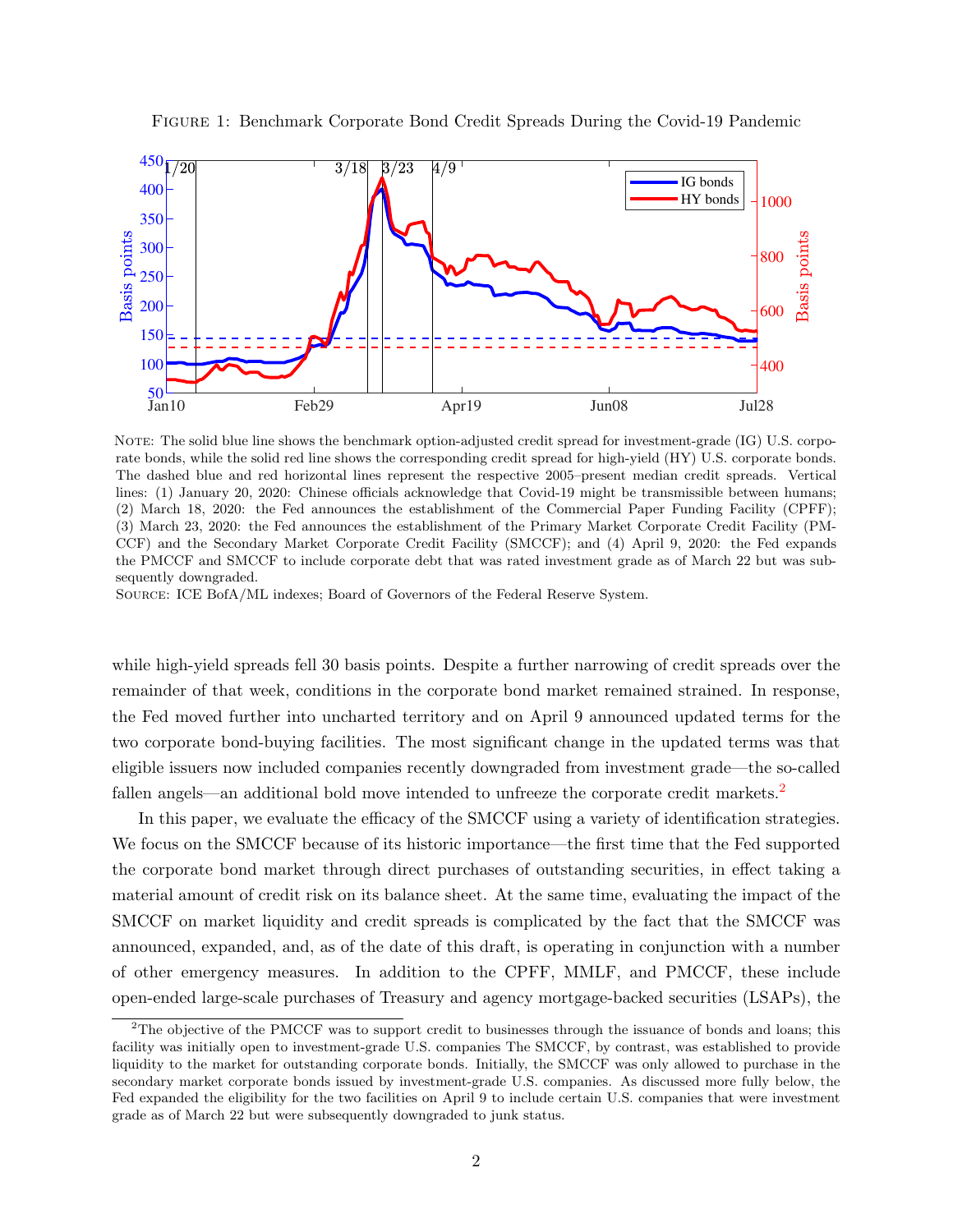Figure 1: Benchmark Corporate Bond Credit Spreads During the Covid-19 Pandemic

Note: The solid blue line shows the benchmark option-adjusted credit spread for investment-grade (IG) U.S. corporate bonds, while the solid red line shows the corresponding credit spread for high-yield (HY) U.S. corporate bonds. The dashed blue and red horizontal lines represent the respective 2005–present median credit spreads. Vertical lines: (1) January 20, 2020: Chinese officials acknowledge that Covid-19 might be transmissible between humans; (2) March 18, 2020: the Fed announces the establishment of the Commercial Paper Funding Facility (CPFF); (3) March 23, 2020: the Fed announces the establishment of the Primary Market Corporate Credit Facility (PMCCF) and the Secondary Market Corporate Credit Facility (SMCCF); and (4) April 9, 2020: the Fed expands the PMCCF and SMCCF to include corporate debt that was rated investment grade as of March 22 but was subsequently downgraded.

Source: ICE BofA/ML indexes; Board of Governors of the Federal Reserve System.

while high-yield spreads fell 30 basis points. Despite a further narrowing of credit spreads over the remainder of that week, conditions in the corporate bond market remained strained. In response, the Fed moved further into uncharted territory and on April 9 announced updated terms for the two corporate bond-buying facilities. The most significant change in the updated terms was that eligible issuers now included companies recently downgraded from investment grade—the so-called fallen angels—an additional bold move intended to unfreeze the corporate credit markets.[2]

In this paper, we evaluate the efficacy of the SMCCF using a variety of identification strategies. We focus on the SMCCF because of its historic importance—the first time that the Fed supported the corporate bond market through direct purchases of outstanding securities, in effect taking a material amount of credit risk on its balance sheet. At the same time, evaluating the impact of the SMCCF on market liquidity and credit spreads is complicated by the fact that the SMCCF was announced, expanded, and, as of the date of this draft, is operating in conjunction with a number of other emergency measures. In addition to the CPFF, MMLF, and PMCCF, these include open-ended large-scale purchases of Treasury and agency mortgage-backed securities (LSAPs), the

[2] The objective of the PMCCF was to support credit to businesses through the issuance of bonds and loans; this facility was initially open to investment-grade U.S. companies The SMCCF, by contrast, was established to provide liquidity to the market for outstanding corporate bonds. Initially, the SMCCF was only allowed to purchase in the secondary market corporate bonds issued by investment-grade U.S. companies. As discussed more fully below, the Fed expanded the eligibility for the two facilities on April 9 to include certain U.S. companies that were investment grade as of March 22 but were subsequently downgraded to junk status.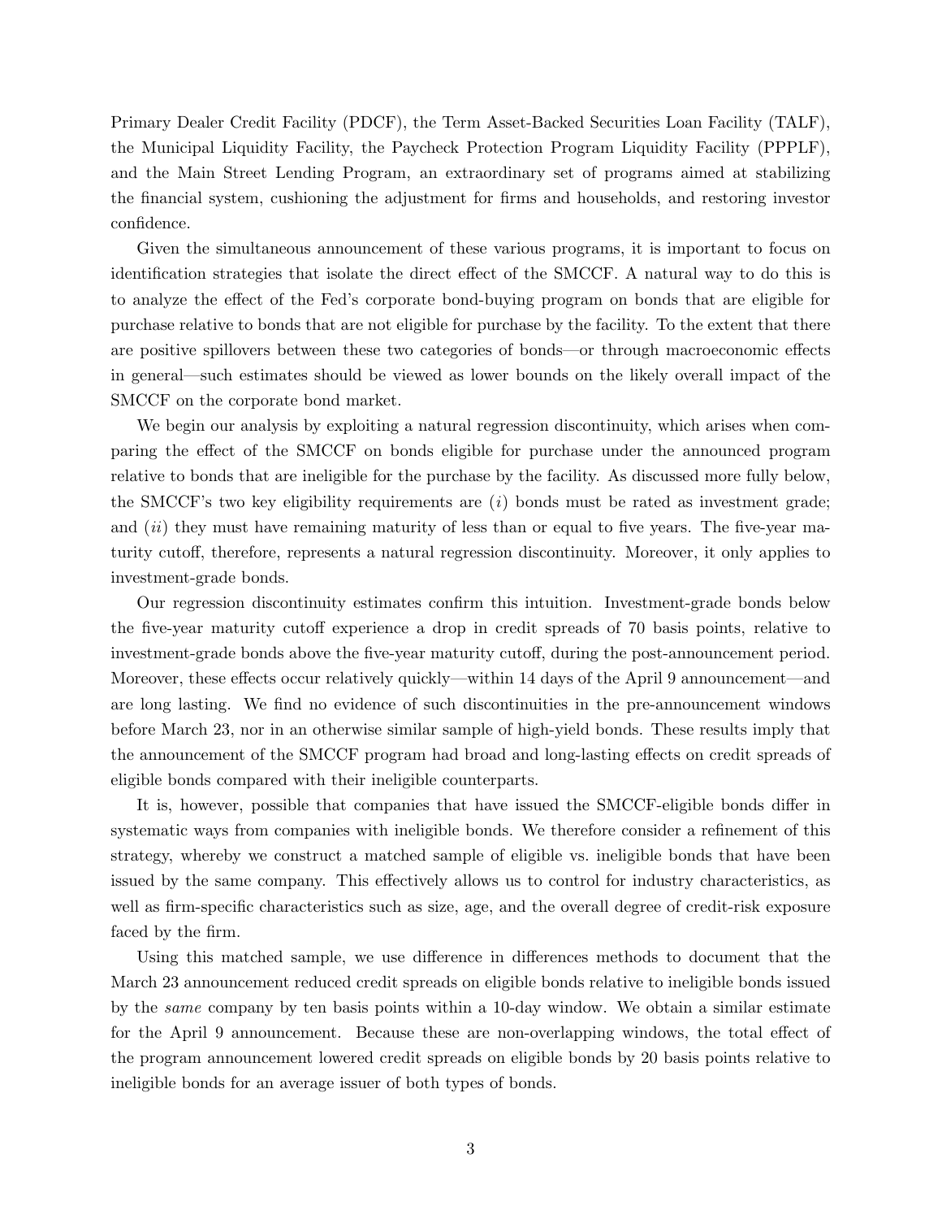Primary Dealer Credit Facility (PDCF), the Term Asset-Backed Securities Loan Facility (TALF), the Municipal Liquidity Facility, the Paycheck Protection Program Liquidity Facility (PPPLF), and the Main Street Lending Program, an extraordinary set of programs aimed at stabilizing the financial system, cushioning the adjustment for firms and households, and restoring investor confidence.

Given the simultaneous announcement of these various programs, it is important to focus on identification strategies that isolate the direct effect of the SMCCF. A natural way to do this is to analyze the effect of the Fed's corporate bond-buying program on bonds that are eligible for purchase relative to bonds that are not eligible for purchase by the facility. To the extent that there are positive spillovers between these two categories of bonds—or through macroeconomic effects in general—such estimates should be viewed as lower bounds on the likely overall impact of the SMCCF on the corporate bond market.

We begin our analysis by exploiting a natural regression discontinuity, which arises when comparing the effect of the SMCCF on bonds eligible for purchase under the announced program relative to bonds that are ineligible for the purchase by the facility. As discussed more fully below, the SMCCF's two key eligibility requirements are (*i*) bonds must be rated as investment grade; and (*ii*) they must have remaining maturity of less than or equal to five years. The five-year maturity cutoff, therefore, represents a natural regression discontinuity. Moreover, it only applies to investment-grade bonds.

Our regression discontinuity estimates confirm this intuition. Investment-grade bonds below the five-year maturity cutoff experience a drop in credit spreads of 70 basis points, relative to investment-grade bonds above the five-year maturity cutoff, during the post-announcement period. Moreover, these effects occur relatively quickly—within 14 days of the April 9 announcement—and are long lasting. We find no evidence of such discontinuities in the pre-announcement windows before March 23, nor in an otherwise similar sample of high-yield bonds. These results imply that the announcement of the SMCCF program had broad and long-lasting effects on credit spreads of eligible bonds compared with their ineligible counterparts.

It is, however, possible that companies that have issued the SMCCF-eligible bonds differ in systematic ways from companies with ineligible bonds. We therefore consider a refinement of this strategy, whereby we construct a matched sample of eligible vs. ineligible bonds that have been issued by the same company. This effectively allows us to control for industry characteristics, as well as firm-specific characteristics such as size, age, and the overall degree of credit-risk exposure faced by the firm.

Using this matched sample, we use difference in differences methods to document that the March 23 announcement reduced credit spreads on eligible bonds relative to ineligible bonds issued by the *same* company by ten basis points within a 10-day window. We obtain a similar estimate for the April 9 announcement. Because these are non-overlapping windows, the total effect of the program announcement lowered credit spreads on eligible bonds by 20 basis points relative to ineligible bonds for an average issuer of both types of bonds.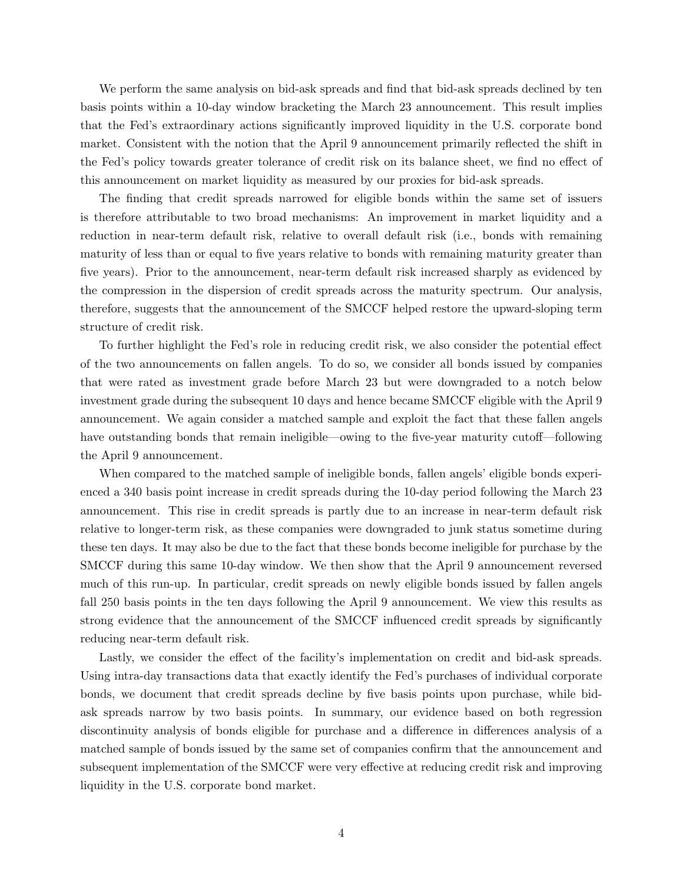We perform the same analysis on bid-ask spreads and find that bid-ask spreads declined by ten basis points within a 10-day window bracketing the March 23 announcement. This result implies that the Fed's extraordinary actions significantly improved liquidity in the U.S. corporate bond market. Consistent with the notion that the April 9 announcement primarily reflected the shift in the Fed's policy towards greater tolerance of credit risk on its balance sheet, we find no effect of this announcement on market liquidity as measured by our proxies for bid-ask spreads.

The finding that credit spreads narrowed for eligible bonds within the same set of issuers is therefore attributable to two broad mechanisms: An improvement in market liquidity and a reduction in near-term default risk, relative to overall default risk (i.e., bonds with remaining maturity of less than or equal to five years relative to bonds with remaining maturity greater than five years). Prior to the announcement, near-term default risk increased sharply as evidenced by the compression in the dispersion of credit spreads across the maturity spectrum. Our analysis, therefore, suggests that the announcement of the SMCCF helped restore the upward-sloping term structure of credit risk.

To further highlight the Fed's role in reducing credit risk, we also consider the potential effect of the two announcements on fallen angels. To do so, we consider all bonds issued by companies that were rated as investment grade before March 23 but were downgraded to a notch below investment grade during the subsequent 10 days and hence became SMCCF eligible with the April 9 announcement. We again consider a matched sample and exploit the fact that these fallen angels have outstanding bonds that remain ineligible—owing to the five-year maturity cutoff—following the April 9 announcement.

When compared to the matched sample of ineligible bonds, fallen angels' eligible bonds experienced a 340 basis point increase in credit spreads during the 10-day period following the March 23 announcement. This rise in credit spreads is partly due to an increase in near-term default risk relative to longer-term risk, as these companies were downgraded to junk status sometime during these ten days. It may also be due to the fact that these bonds become ineligible for purchase by the SMCCF during this same 10-day window. We then show that the April 9 announcement reversed much of this run-up. In particular, credit spreads on newly eligible bonds issued by fallen angels fall 250 basis points in the ten days following the April 9 announcement. We view this results as strong evidence that the announcement of the SMCCF influenced credit spreads by significantly reducing near-term default risk.

Lastly, we consider the effect of the facility's implementation on credit and bid-ask spreads. Using intra-day transactions data that exactly identify the Fed's purchases of individual corporate bonds, we document that credit spreads decline by five basis points upon purchase, while bid-ask spreads narrow by two basis points. In summary, our evidence based on both regression discontinuity analysis of bonds eligible for purchase and a difference in differences analysis of a matched sample of bonds issued by the same set of companies confirm that the announcement and subsequent implementation of the SMCCF were very effective at reducing credit risk and improving liquidity in the U.S. corporate bond market.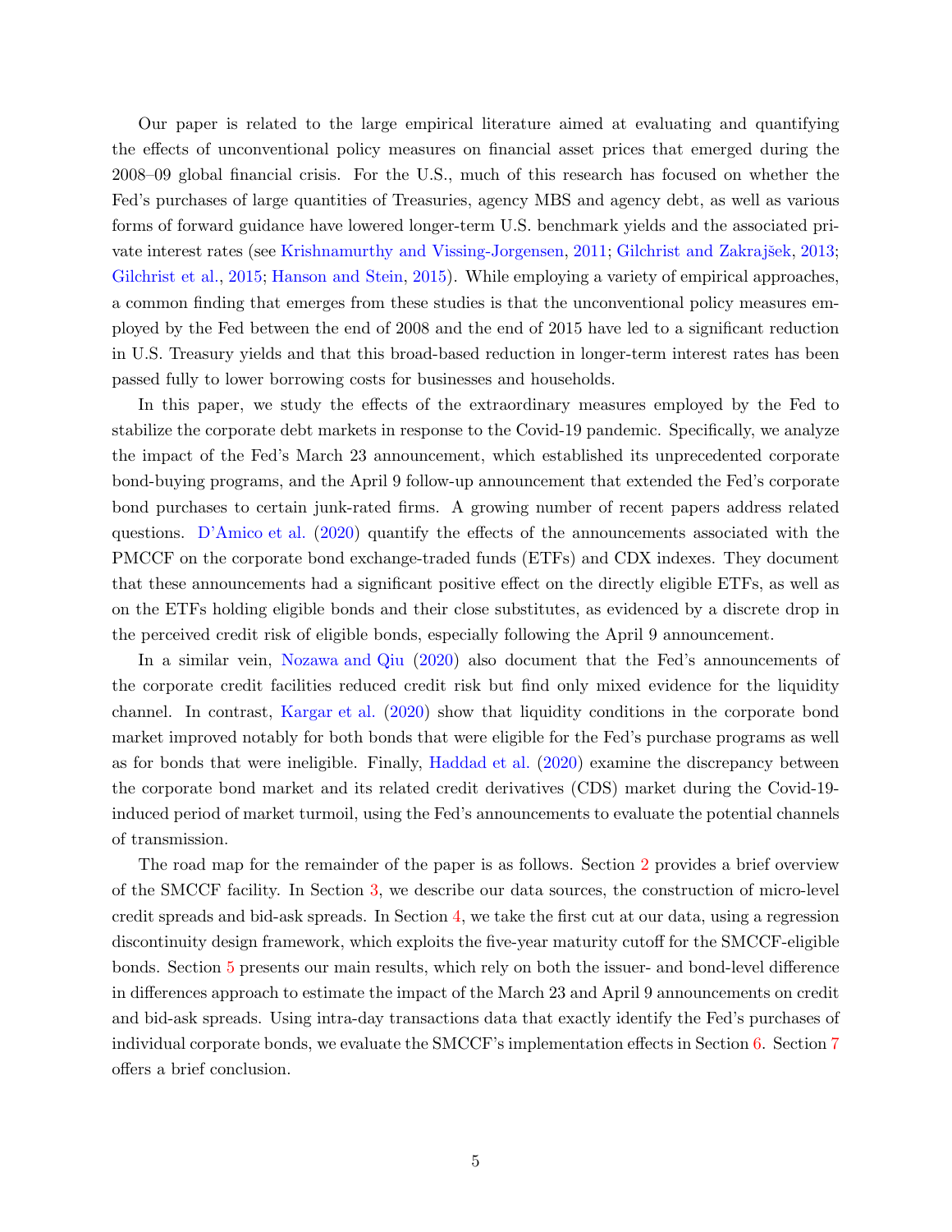Our paper is related to the large empirical literature aimed at evaluating and quantifying the effects of unconventional policy measures on financial asset prices that emerged during the 2008–09 global financial crisis. For the U.S., much of this research has focused on whether the Fed's purchases of large quantities of Treasuries, agency MBS and agency debt, as well as various forms of forward guidance have lowered longer-term U.S. benchmark yields and the associated private interest rates (see Krishnamurthy and Vissing-Jorgensen, 2011; Gilchrist and Zakrajšek, 2013; Gilchrist et al., 2015; Hanson and Stein, 2015). While employing a variety of empirical approaches, a common finding that emerges from these studies is that the unconventional policy measures employed by the Fed between the end of 2008 and the end of 2015 have led to a significant reduction in U.S. Treasury yields and that this broad-based reduction in longer-term interest rates has been passed fully to lower borrowing costs for businesses and households.

In this paper, we study the effects of the extraordinary measures employed by the Fed to stabilize the corporate debt markets in response to the Covid-19 pandemic. Specifically, we analyze the impact of the Fed's March 23 announcement, which established its unprecedented corporate bond-buying programs, and the April 9 follow-up announcement that extended the Fed's corporate bond purchases to certain junk-rated firms. A growing number of recent papers address related questions. D'Amico et al. (2020) quantify the effects of the announcements associated with the PMCCF on the corporate bond exchange-traded funds (ETFs) and CDX indexes. They document that these announcements had a significant positive effect on the directly eligible ETFs, as well as on the ETFs holding eligible bonds and their close substitutes, as evidenced by a discrete drop in the perceived credit risk of eligible bonds, especially following the April 9 announcement.

In a similar vein, Nozawa and Qiu (2020) also document that the Fed's announcements of the corporate credit facilities reduced credit risk but find only mixed evidence for the liquidity channel. In contrast, Kargar et al. (2020) show that liquidity conditions in the corporate bond market improved notably for both bonds that were eligible for the Fed's purchase programs as well as for bonds that were ineligible. Finally, Haddad et al. (2020) examine the discrepancy between the corporate bond market and its related credit derivatives (CDS) market during the Covid-19-induced period of market turmoil, using the Fed's announcements to evaluate the potential channels of transmission.

The road map for the remainder of the paper is as follows. Section 2 provides a brief overview of the SMCCF facility. In Section 3, we describe our data sources, the construction of micro-level credit spreads and bid-ask spreads. In Section 4, we take the first cut at our data, using a regression discontinuity design framework, which exploits the five-year maturity cutoff for the SMCCF-eligible bonds. Section 5 presents our main results, which rely on both the issuer- and bond-level difference in differences approach to estimate the impact of the March 23 and April 9 announcements on credit and bid-ask spreads. Using intra-day transactions data that exactly identify the Fed's purchases of individual corporate bonds, we evaluate the SMCCF's implementation effects in Section 6. Section 7 offers a brief conclusion.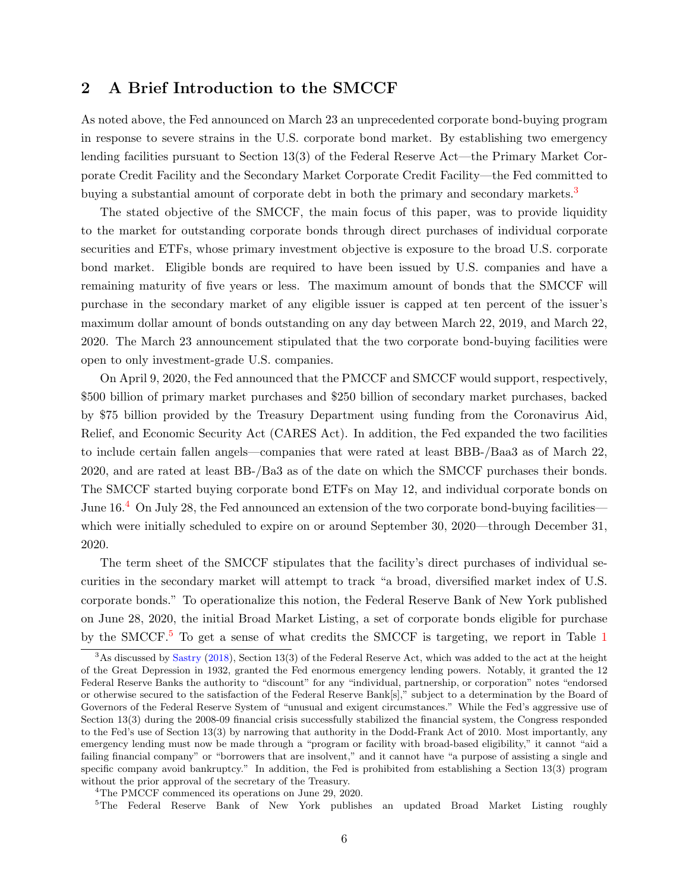## 2 A Brief Introduction to the SMCCF

As noted above, the Fed announced on March 23 an unprecedented corporate bond-buying program in response to severe strains in the U.S. corporate bond market. By establishing two emergency lending facilities pursuant to Section 13(3) of the Federal Reserve Act—the Primary Market Corporate Credit Facility and the Secondary Market Corporate Credit Facility—the Fed committed to buying a substantial amount of corporate debt in both the primary and secondary markets.[3]

The stated objective of the SMCCF, the main focus of this paper, was to provide liquidity to the market for outstanding corporate bonds through direct purchases of individual corporate securities and ETFs, whose primary investment objective is exposure to the broad U.S. corporate bond market. Eligible bonds are required to have been issued by U.S. companies and have a remaining maturity of five years or less. The maximum amount of bonds that the SMCCF will purchase in the secondary market of any eligible issuer is capped at ten percent of the issuer's maximum dollar amount of bonds outstanding on any day between March 22, 2019, and March 22, 2020. The March 23 announcement stipulated that the two corporate bond-buying facilities were open to only investment-grade U.S. companies.

On April 9, 2020, the Fed announced that the PMCCF and SMCCF would support, respectively, \$500 billion of primary market purchases and \$250 billion of secondary market purchases, backed by \$75 billion provided by the Treasury Department using funding from the Coronavirus Aid, Relief, and Economic Security Act (CARES Act). In addition, the Fed expanded the two facilities to include certain fallen angels—companies that were rated at least BBB-/Baa3 as of March 22, 2020, and are rated at least BB-/Ba3 as of the date on which the SMCCF purchases their bonds. The SMCCF started buying corporate bond ETFs on May 12, and individual corporate bonds on June 16.[4] On July 28, the Fed announced an extension of the two corporate bond-buying facilities—which were initially scheduled to expire on or around September 30, 2020—through December 31, 2020.

The term sheet of the SMCCF stipulates that the facility's direct purchases of individual securities in the secondary market will attempt to track "a broad, diversified market index of U.S. corporate bonds." To operationalize this notion, the Federal Reserve Bank of New York published on June 28, 2020, the initial Broad Market Listing, a set of corporate bonds eligible for purchase by the SMCCF.[5] To get a sense of what credits the SMCCF is targeting, we report in Table 1

[3] As discussed by Sastry (2018), Section 13(3) of the Federal Reserve Act, which was added to the act at the height of the Great Depression in 1932, granted the Fed enormous emergency lending powers. Notably, it granted the 12 Federal Reserve Banks the authority to "discount" for any "individual, partnership, or corporation" notes "endorsed or otherwise secured to the satisfaction of the Federal Reserve Bank[s]," subject to a determination by the Board of Governors of the Federal Reserve System of "unusual and exigent circumstances." While the Fed's aggressive use of Section 13(3) during the 2008-09 financial crisis successfully stabilized the financial system, the Congress responded to the Fed's use of Section 13(3) by narrowing that authority in the Dodd-Frank Act of 2010. Most importantly, any emergency lending must now be made through a "program or facility with broad-based eligibility," it cannot "aid a failing financial company" or "borrowers that are insolvent," and it cannot have "a purpose of assisting a single and specific company avoid bankruptcy." In addition, the Fed is prohibited from establishing a Section 13(3) program without the prior approval of the secretary of the Treasury.

[4] The PMCCF commenced its operations on June 29, 2020.

[5] The Federal Reserve Bank of New York publishes an updated Broad Market Listing roughly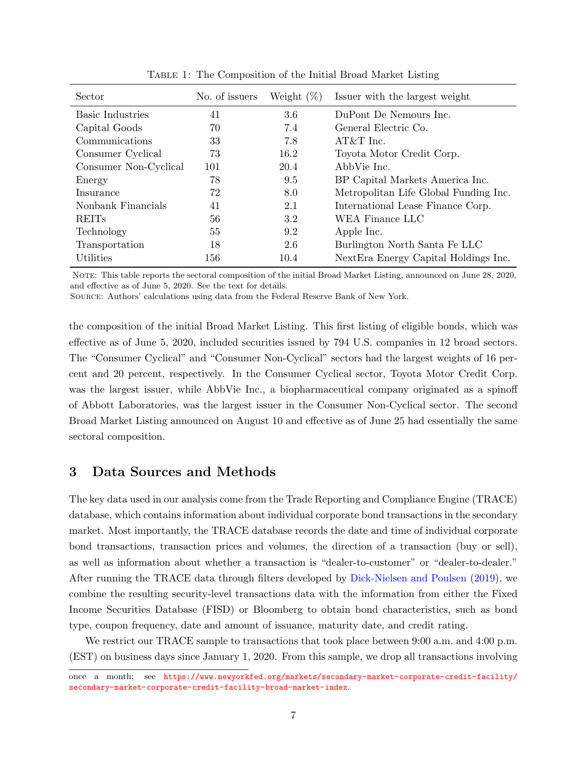TABLE 1: The Composition of the Initial Broad Market Listing

| Sector | No. of issuers | Weight (%) | Issuer with the largest weight |
|---|---|---|---|
| Basic Industries | 41 | 3.6 | DuPont De Nemours Inc. |
| Capital Goods | 70 | 7.4 | General Electric Co. |
| Communications | 33 | 7.8 | AT&T Inc. |
| Consumer Cyclical | 73 | 16.2 | Toyota Motor Credit Corp. |
| Consumer Non-Cyclical | 101 | 20.4 | AbbVie Inc. |
| Energy | 78 | 9.5 | BP Capital Markets America Inc. |
| Insurance | 72 | 8.0 | Metropolitan Life Global Funding Inc. |
| Nonbank Financials | 41 | 2.1 | International Lease Finance Corp. |
| REITs | 56 | 3.2 | WEA Finance LLC |
| Technology | 55 | 9.2 | Apple Inc. |
| Transportation | 18 | 2.6 | Burlington North Santa Fe LLC |
| Utilities | 156 | 10.4 | NextEra Energy Capital Holdings Inc. |

NOTE: This table reports the sectoral composition of the initial Broad Market Listing, announced on June 28, 2020, and effective as of June 5, 2020. See the text for details.
SOURCE: Authors' calculations using data from the Federal Reserve Bank of New York.

the composition of the initial Broad Market Listing. This first listing of eligible bonds, which was effective as of June 5, 2020, included securities issued by 794 U.S. companies in 12 broad sectors. The "Consumer Cyclical" and "Consumer Non-Cyclical" sectors had the largest weights of 16 percent and 20 percent, respectively. In the Consumer Cyclical sector, Toyota Motor Credit Corp. was the largest issuer, while AbbVie Inc., a biopharmaceutical company originated as a spinoff of Abbott Laboratories, was the largest issuer in the Consumer Non-Cyclical sector. The second Broad Market Listing announced on August 10 and effective as of June 25 had essentially the same sectoral composition.

## 3 Data Sources and Methods

The key data used in our analysis come from the Trade Reporting and Compliance Engine (TRACE) database, which contains information about individual corporate bond transactions in the secondary market. Most importantly, the TRACE database records the date and time of individual corporate bond transactions, transaction prices and volumes, the direction of a transaction (buy or sell), as well as information about whether a transaction is "dealer-to-customer" or "dealer-to-dealer." After running the TRACE data through filters developed by Dick-Nielsen and Poulsen (2019), we combine the resulting security-level transactions data with the information from either the Fixed Income Securities Database (FISD) or Bloomberg to obtain bond characteristics, such as bond type, coupon frequency, date and amount of issuance, maturity date, and credit rating.

We restrict our TRACE sample to transactions that took place between 9:00 a.m. and 4:00 p.m. (EST) on business days since January 1, 2020. From this sample, we drop all transactions involving

once a month; see https://www.newyorkfed.org/markets/secondary-market-corporate-credit-facility/secondary-market-corporate-credit-facility-broad-market-index.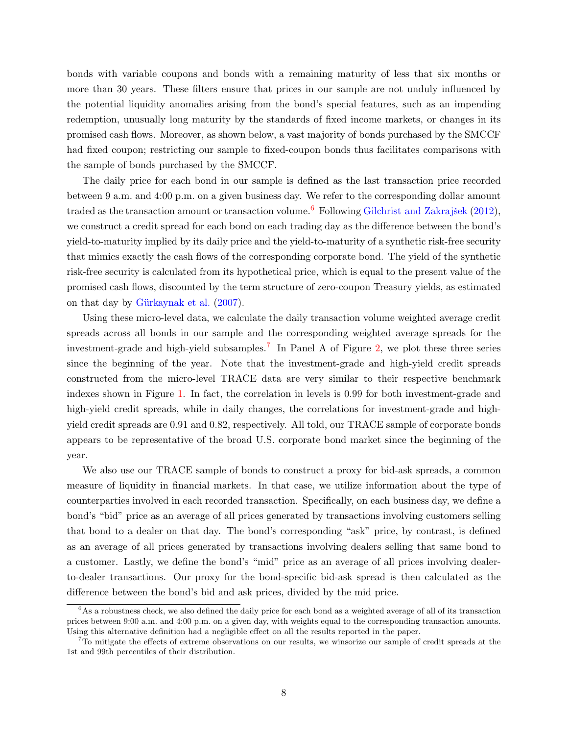bonds with variable coupons and bonds with a remaining maturity of less that six months or more than 30 years. These filters ensure that prices in our sample are not unduly influenced by the potential liquidity anomalies arising from the bond's special features, such as an impending redemption, unusually long maturity by the standards of fixed income markets, or changes in its promised cash flows. Moreover, as shown below, a vast majority of bonds purchased by the SMCCF had fixed coupon; restricting our sample to fixed-coupon bonds thus facilitates comparisons with the sample of bonds purchased by the SMCCF.

The daily price for each bond in our sample is defined as the last transaction price recorded between 9 a.m. and 4:00 p.m. on a given business day. We refer to the corresponding dollar amount traded as the transaction amount or transaction volume.[6] Following Gilchrist and Zakrajšek (2012), we construct a credit spread for each bond on each trading day as the difference between the bond's yield-to-maturity implied by its daily price and the yield-to-maturity of a synthetic risk-free security that mimics exactly the cash flows of the corresponding corporate bond. The yield of the synthetic risk-free security is calculated from its hypothetical price, which is equal to the present value of the promised cash flows, discounted by the term structure of zero-coupon Treasury yields, as estimated on that day by Gürkaynak et al. (2007).

Using these micro-level data, we calculate the daily transaction volume weighted average credit spreads across all bonds in our sample and the corresponding weighted average spreads for the investment-grade and high-yield subsamples.[7] In Panel A of Figure 2, we plot these three series since the beginning of the year. Note that the investment-grade and high-yield credit spreads constructed from the micro-level TRACE data are very similar to their respective benchmark indexes shown in Figure 1. In fact, the correlation in levels is 0.99 for both investment-grade and high-yield credit spreads, while in daily changes, the correlations for investment-grade and high-yield credit spreads are 0.91 and 0.82, respectively. All told, our TRACE sample of corporate bonds appears to be representative of the broad U.S. corporate bond market since the beginning of the year.

We also use our TRACE sample of bonds to construct a proxy for bid-ask spreads, a common measure of liquidity in financial markets. In that case, we utilize information about the type of counterparties involved in each recorded transaction. Specifically, on each business day, we define a bond's "bid" price as an average of all prices generated by transactions involving customers selling that bond to a dealer on that day. The bond's corresponding "ask" price, by contrast, is defined as an average of all prices generated by transactions involving dealers selling that same bond to a customer. Lastly, we define the bond's "mid" price as an average of all prices involving dealer-to-dealer transactions. Our proxy for the bond-specific bid-ask spread is then calculated as the difference between the bond's bid and ask prices, divided by the mid price.

---

[6] As a robustness check, we also defined the daily price for each bond as a weighted average of all of its transaction prices between 9:00 a.m. and 4:00 p.m. on a given day, with weights equal to the corresponding transaction amounts. Using this alternative definition had a negligible effect on all the results reported in the paper.

[7] To mitigate the effects of extreme observations on our results, we winsorize our sample of credit spreads at the 1st and 99th percentiles of their distribution.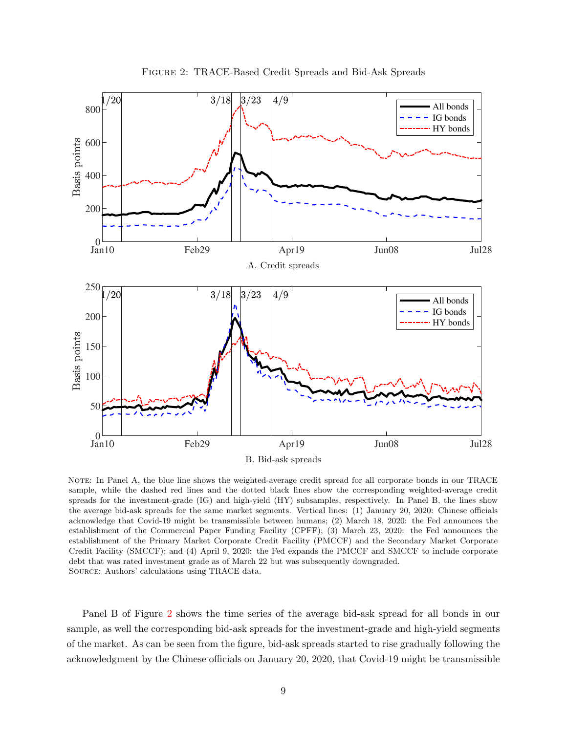Figure 2: TRACE-Based Credit Spreads and Bid-Ask Spreads

A. Credit spreads

B. Bid-ask spreads

Note: In Panel A, the blue line shows the weighted-average credit spread for all corporate bonds in our TRACE sample, while the dashed red lines and the dotted black lines show the corresponding weighted-average credit spreads for the investment-grade (IG) and high-yield (HY) subsamples, respectively. In Panel B, the lines show the average bid-ask spreads for the same market segments. Vertical lines: (1) January 20, 2020: Chinese officials acknowledge that Covid-19 might be transmissible between humans; (2) March 18, 2020: the Fed announces the establishment of the Commercial Paper Funding Facility (CPFF); (3) March 23, 2020: the Fed announces the establishment of the Primary Market Corporate Credit Facility (PMCCF) and the Secondary Market Corporate Credit Facility (SMCCF); and (4) April 9, 2020: the Fed expands the PMCCF and SMCCF to include corporate debt that was rated investment grade as of March 22 but was subsequently downgraded.
Source: Authors' calculations using TRACE data.

Panel B of Figure 2 shows the time series of the average bid-ask spread for all bonds in our sample, as well the corresponding bid-ask spreads for the investment-grade and high-yield segments of the market. As can be seen from the figure, bid-ask spreads started to rise gradually following the acknowledgment by the Chinese officials on January 20, 2020, that Covid-19 might be transmissible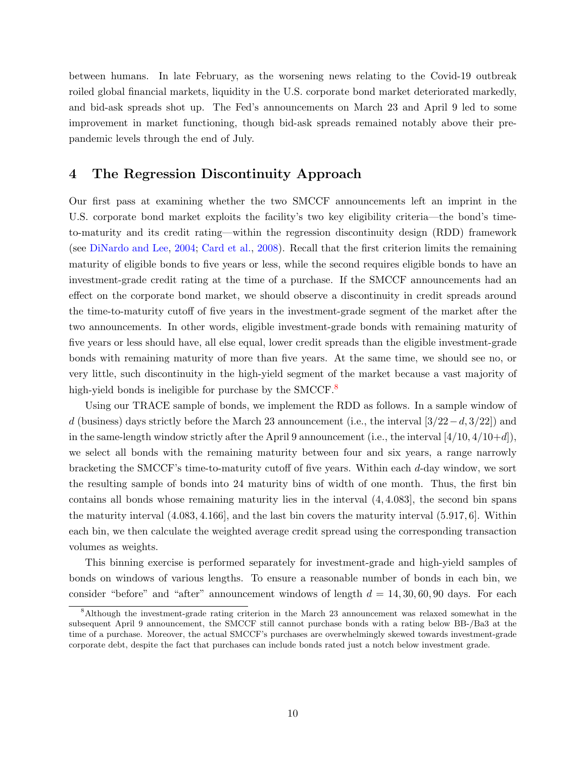between humans. In late February, as the worsening news relating to the Covid-19 outbreak roiled global financial markets, liquidity in the U.S. corporate bond market deteriorated markedly, and bid-ask spreads shot up. The Fed's announcements on March 23 and April 9 led to some improvement in market functioning, though bid-ask spreads remained notably above their pre-pandemic levels through the end of July.

# 4 The Regression Discontinuity Approach

Our first pass at examining whether the two SMCCF announcements left an imprint in the U.S. corporate bond market exploits the facility's two key eligibility criteria—the bond's time-to-maturity and its credit rating—within the regression discontinuity design (RDD) framework (see DiNardo and Lee, 2004; Card et al., 2008). Recall that the first criterion limits the remaining maturity of eligible bonds to five years or less, while the second requires eligible bonds to have an investment-grade credit rating at the time of a purchase. If the SMCCF announcements had an effect on the corporate bond market, we should observe a discontinuity in credit spreads around the time-to-maturity cutoff of five years in the investment-grade segment of the market after the two announcements. In other words, eligible investment-grade bonds with remaining maturity of five years or less should have, all else equal, lower credit spreads than the eligible investment-grade bonds with remaining maturity of more than five years. At the same time, we should see no, or very little, such discontinuity in the high-yield segment of the market because a vast majority of high-yield bonds is ineligible for purchase by the SMCCF.[8]

Using our TRACE sample of bonds, we implement the RDD as follows. In a sample window of $d$ (business) days strictly before the March 23 announcement (i.e., the interval $[3/22 - d, 3/22]$) and in the same-length window strictly after the April 9 announcement (i.e., the interval $[4/10, 4/10 + d]$), we select all bonds with the remaining maturity between four and six years, a range narrowly bracketing the SMCCF's time-to-maturity cutoff of five years. Within each $d$-day window, we sort the resulting sample of bonds into 24 maturity bins of width of one month. Thus, the first bin contains all bonds whose remaining maturity lies in the interval $(4, 4.083]$, the second bin spans the maturity interval $(4.083, 4.166]$, and the last bin covers the maturity interval $(5.917, 6]$. Within each bin, we then calculate the weighted average credit spread using the corresponding transaction volumes as weights.

This binning exercise is performed separately for investment-grade and high-yield samples of bonds on windows of various lengths. To ensure a reasonable number of bonds in each bin, we consider "before" and "after" announcement windows of length $d = 14, 30, 60, 90$ days. For each

[8] Although the investment-grade rating criterion in the March 23 announcement was relaxed somewhat in the subsequent April 9 announcement, the SMCCF still cannot purchase bonds with a rating below BB-/Ba3 at the time of a purchase. Moreover, the actual SMCCF's purchases are overwhelmingly skewed towards investment-grade corporate debt, despite the fact that purchases can include bonds rated just a notch below investment grade.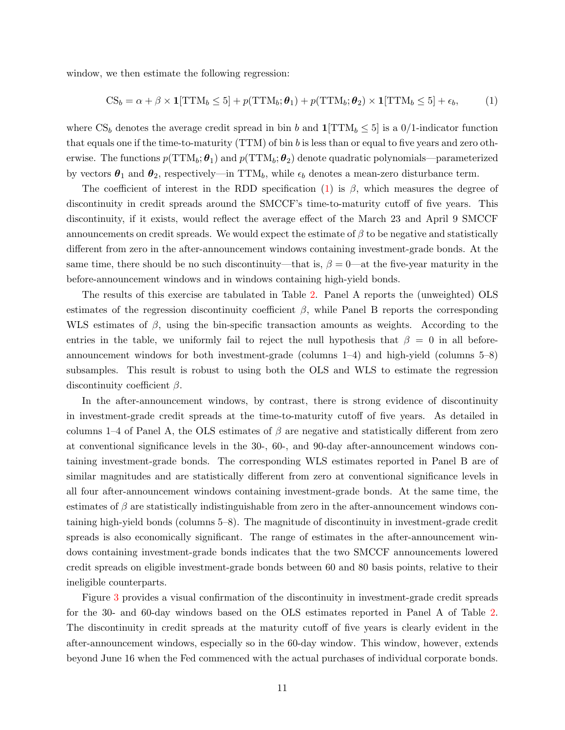window, we then estimate the following regression:

$$\text{CS}_b = \alpha + \beta \times \mathbf{1}[\text{TTM}_b \leq 5] + p(\text{TTM}_b; \boldsymbol{\theta}_1) + p(\text{TTM}_b; \boldsymbol{\theta}_2) \times \mathbf{1}[\text{TTM}_b \leq 5] + \epsilon_b, \tag{1}$$

where $\text{CS}_b$ denotes the average credit spread in bin $b$ and $\mathbf{1}[\text{TTM}_b \leq 5]$ is a 0/1-indicator function that equals one if the time-to-maturity (TTM) of bin $b$ is less than or equal to five years and zero otherwise. The functions $p(\text{TTM}_b; \boldsymbol{\theta}_1)$ and $p(\text{TTM}_b; \boldsymbol{\theta}_2)$ denote quadratic polynomials—parameterized by vectors $\boldsymbol{\theta}_1$ and $\boldsymbol{\theta}_2$, respectively—in $\text{TTM}_b$, while $\epsilon_b$ denotes a mean-zero disturbance term.

The coefficient of interest in the RDD specification (1) is $\beta$, which measures the degree of discontinuity in credit spreads around the SMCCF's time-to-maturity cutoff of five years. This discontinuity, if it exists, would reflect the average effect of the March 23 and April 9 SMCCF announcements on credit spreads. We would expect the estimate of $\beta$ to be negative and statistically different from zero in the after-announcement windows containing investment-grade bonds. At the same time, there should be no such discontinuity—that is, $\beta = 0$—at the five-year maturity in the before-announcement windows and in windows containing high-yield bonds.

The results of this exercise are tabulated in Table 2. Panel A reports the (unweighted) OLS estimates of the regression discontinuity coefficient $\beta$, while Panel B reports the corresponding WLS estimates of $\beta$, using the bin-specific transaction amounts as weights. According to the entries in the table, we uniformly fail to reject the null hypothesis that $\beta = 0$ in all before-announcement windows for both investment-grade (columns 1–4) and high-yield (columns 5–8) subsamples. This result is robust to using both the OLS and WLS to estimate the regression discontinuity coefficient $\beta$.

In the after-announcement windows, by contrast, there is strong evidence of discontinuity in investment-grade credit spreads at the time-to-maturity cutoff of five years. As detailed in columns 1–4 of Panel A, the OLS estimates of $\beta$ are negative and statistically different from zero at conventional significance levels in the 30-, 60-, and 90-day after-announcement windows containing investment-grade bonds. The corresponding WLS estimates reported in Panel B are of similar magnitudes and are statistically different from zero at conventional significance levels in all four after-announcement windows containing investment-grade bonds. At the same time, the estimates of $\beta$ are statistically indistinguishable from zero in the after-announcement windows containing high-yield bonds (columns 5–8). The magnitude of discontinuity in investment-grade credit spreads is also economically significant. The range of estimates in the after-announcement windows containing investment-grade bonds indicates that the two SMCCF announcements lowered credit spreads on eligible investment-grade bonds between 60 and 80 basis points, relative to their ineligible counterparts.

Figure 3 provides a visual confirmation of the discontinuity in investment-grade credit spreads for the 30- and 60-day windows based on the OLS estimates reported in Panel A of Table 2. The discontinuity in credit spreads at the maturity cutoff of five years is clearly evident in the after-announcement windows, especially so in the 60-day window. This window, however, extends beyond June 16 when the Fed commenced with the actual purchases of individual corporate bonds.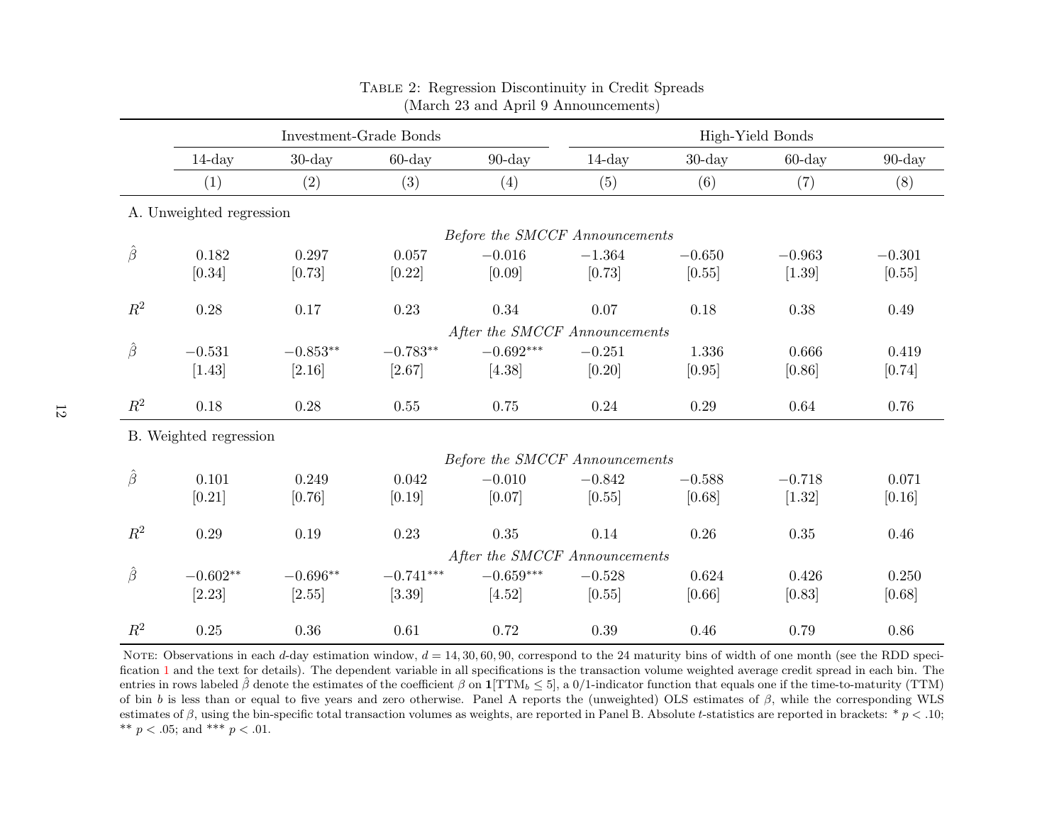Table 2: Regression Discontinuity in Credit Spreads
(March 23 and April 9 Announcements)

| | Investment-Grade Bonds | | | | High-Yield Bonds | | | |
|---|---|---|---|---|---|---|---|---|
| | 14-day | 30-day | 60-day | 90-day | 14-day | 30-day | 60-day | 90-day |
| | (1) | (2) | (3) | (4) | (5) | (6) | (7) | (8) |
| **A. Unweighted regression** | | | | | | | | |
| *Before the SMCCF Announcements* | | | | | | | | |
| $\hat{\beta}$ | 0.182 | 0.297 | 0.057 | −0.016 | −1.364 | −0.650 | −0.963 | −0.301 |
| | [0.34] | [0.73] | [0.22] | [0.09] | [0.73] | [0.55] | [1.39] | [0.55] |
| $R^2$ | 0.28 | 0.17 | 0.23 | 0.34 | 0.07 | 0.18 | 0.38 | 0.49 |
| *After the SMCCF Announcements* | | | | | | | | |
| $\hat{\beta}$ | −0.531 | −0.853** | −0.783** | −0.692*** | −0.251 | 1.336 | 0.666 | 0.419 |
| | [1.43] | [2.16] | [2.67] | [4.38] | [0.20] | [0.95] | [0.86] | [0.74] |
| $R^2$ | 0.18 | 0.28 | 0.55 | 0.75 | 0.24 | 0.29 | 0.64 | 0.76 |
| **B. Weighted regression** | | | | | | | | |
| *Before the SMCCF Announcements* | | | | | | | | |
| $\hat{\beta}$ | 0.101 | 0.249 | 0.042 | −0.010 | −0.842 | −0.588 | −0.718 | 0.071 |
| | [0.21] | [0.76] | [0.19] | [0.07] | [0.55] | [0.68] | [1.32] | [0.16] |
| $R^2$ | 0.29 | 0.19 | 0.23 | 0.35 | 0.14 | 0.26 | 0.35 | 0.46 |
| *After the SMCCF Announcements* | | | | | | | | |
| $\hat{\beta}$ | −0.602** | −0.696** | −0.741*** | −0.659*** | −0.528 | 0.624 | 0.426 | 0.250 |
| | [2.23] | [2.55] | [3.39] | [4.52] | [0.55] | [0.66] | [0.83] | [0.68] |
| $R^2$ | 0.25 | 0.36 | 0.61 | 0.72 | 0.39 | 0.46 | 0.79 | 0.86 |

Note: Observations in each $d$-day estimation window, $d = 14, 30, 60, 90$, correspond to the 24 maturity bins of width of one month (see the RDD specification 1 and the text for details). The dependent variable in all specifications is the transaction volume weighted average credit spread in each bin. The entries in rows labeled $\hat{\beta}$ denote the estimates of the coefficient $\beta$ on $\mathbf{1}[\text{TTM}_b \leq 5]$, a 0/1-indicator function that equals one if the time-to-maturity (TTM) of bin $b$ is less than or equal to five years and zero otherwise. Panel A reports the (unweighted) OLS estimates of $\beta$, while the corresponding WLS estimates of $\beta$, using the bin-specific total transaction volumes as weights, are reported in Panel B. Absolute $t$-statistics are reported in brackets: * $p < .10$; ** $p < .05$; and *** $p < .01$.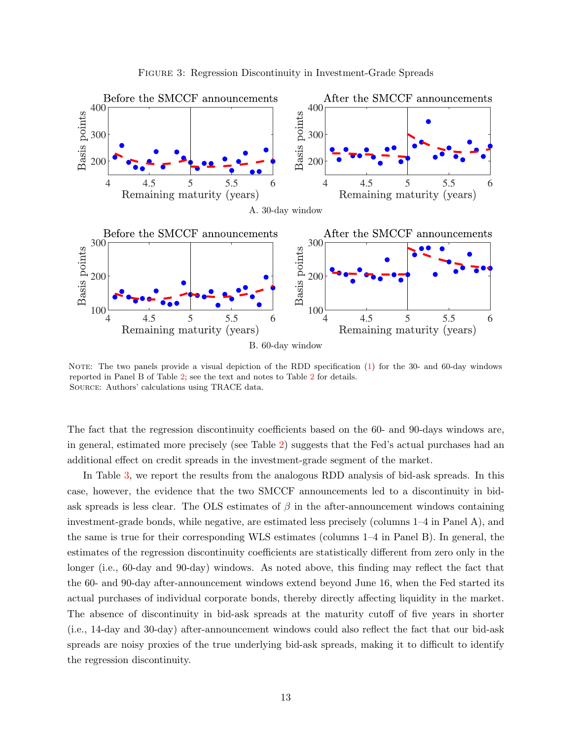FIGURE 3: Regression Discontinuity in Investment-Grade Spreads

A. 30-day window

B. 60-day window

NOTE: The two panels provide a visual depiction of the RDD specification (1) for the 30- and 60-day windows reported in Panel B of Table 2; see the text and notes to Table 2 for details.
SOURCE: Authors' calculations using TRACE data.

The fact that the regression discontinuity coefficients based on the 60- and 90-days windows are, in general, estimated more precisely (see Table 2) suggests that the Fed's actual purchases had an additional effect on credit spreads in the investment-grade segment of the market.

In Table 3, we report the results from the analogous RDD analysis of bid-ask spreads. In this case, however, the evidence that the two SMCCF announcements led to a discontinuity in bid-ask spreads is less clear. The OLS estimates of $\beta$ in the after-announcement windows containing investment-grade bonds, while negative, are estimated less precisely (columns 1–4 in Panel A), and the same is true for their corresponding WLS estimates (columns 1–4 in Panel B). In general, the estimates of the regression discontinuity coefficients are statistically different from zero only in the longer (i.e., 60-day and 90-day) windows. As noted above, this finding may reflect the fact that the 60- and 90-day after-announcement windows extend beyond June 16, when the Fed started its actual purchases of individual corporate bonds, thereby directly affecting liquidity in the market. The absence of discontinuity in bid-ask spreads at the maturity cutoff of five years in shorter (i.e., 14-day and 30-day) after-announcement windows could also reflect the fact that our bid-ask spreads are noisy proxies of the true underlying bid-ask spreads, making it to difficult to identify the regression discontinuity.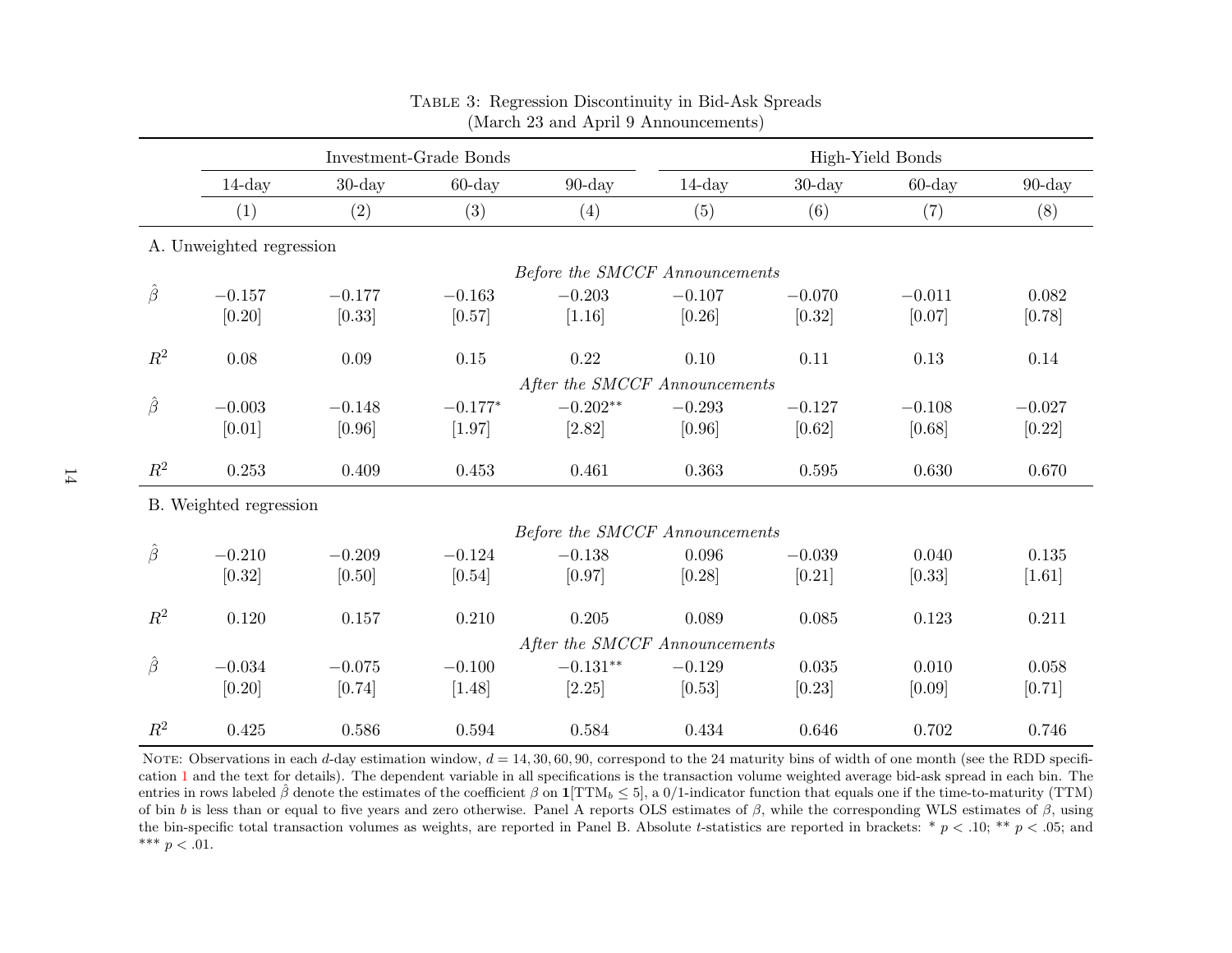Table 3: Regression Discontinuity in Bid-Ask Spreads (March 23 and April 9 Announcements)

| | Investment-Grade Bonds | | | | High-Yield Bonds | | | |
|---|---|---|---|---|---|---|---|---|
| | 14-day | 30-day | 60-day | 90-day | 14-day | 30-day | 60-day | 90-day |
| | (1) | (2) | (3) | (4) | (5) | (6) | (7) | (8) |
| A. Unweighted regression | | | | | | | | |
| *Before the SMCCF Announcements* | | | | | | | | |
| $\hat{\beta}$ | −0.157 | −0.177 | −0.163 | −0.203 | −0.107 | −0.070 | −0.011 | 0.082 |
| | [0.20] | [0.33] | [0.57] | [1.16] | [0.26] | [0.32] | [0.07] | [0.78] |
| $R^2$ | 0.08 | 0.09 | 0.15 | 0.22 | 0.10 | 0.11 | 0.13 | 0.14 |
| *After the SMCCF Announcements* | | | | | | | | |
| $\hat{\beta}$ | −0.003 | −0.148 | −0.177* | −0.202** | −0.293 | −0.127 | −0.108 | −0.027 |
| | [0.01] | [0.96] | [1.97] | [2.82] | [0.96] | [0.62] | [0.68] | [0.22] |
| $R^2$ | 0.253 | 0.409 | 0.453 | 0.461 | 0.363 | 0.595 | 0.630 | 0.670 |
| B. Weighted regression | | | | | | | | |
| *Before the SMCCF Announcements* | | | | | | | | |
| $\hat{\beta}$ | −0.210 | −0.209 | −0.124 | −0.138 | 0.096 | −0.039 | 0.040 | 0.135 |
| | [0.32] | [0.50] | [0.54] | [0.97] | [0.28] | [0.21] | [0.33] | [1.61] |
| $R^2$ | 0.120 | 0.157 | 0.210 | 0.205 | 0.089 | 0.085 | 0.123 | 0.211 |
| *After the SMCCF Announcements* | | | | | | | | |
| $\hat{\beta}$ | −0.034 | −0.075 | −0.100 | −0.131** | −0.129 | 0.035 | 0.010 | 0.058 |
| | [0.20] | [0.74] | [1.48] | [2.25] | [0.53] | [0.23] | [0.09] | [0.71] |
| $R^2$ | 0.425 | 0.586 | 0.594 | 0.584 | 0.434 | 0.646 | 0.702 | 0.746 |

Note: Observations in each $d$-day estimation window, $d = 14, 30, 60, 90$, correspond to the 24 maturity bins of width of one month (see the RDD specification 1 and the text for details). The dependent variable in all specifications is the transaction volume weighted average bid-ask spread in each bin. The entries in rows labeled $\hat{\beta}$ denote the estimates of the coefficient $\beta$ on $\mathbf{1}[\text{TTM}_b \leq 5]$, a 0/1-indicator function that equals one if the time-to-maturity (TTM) of bin $b$ is less than or equal to five years and zero otherwise. Panel A reports OLS estimates of $\beta$, while the corresponding WLS estimates of $\beta$, using the bin-specific total transaction volumes as weights, are reported in Panel B. Absolute $t$-statistics are reported in brackets: * $p < .10$; ** $p < .05$; and *** $p < .01$.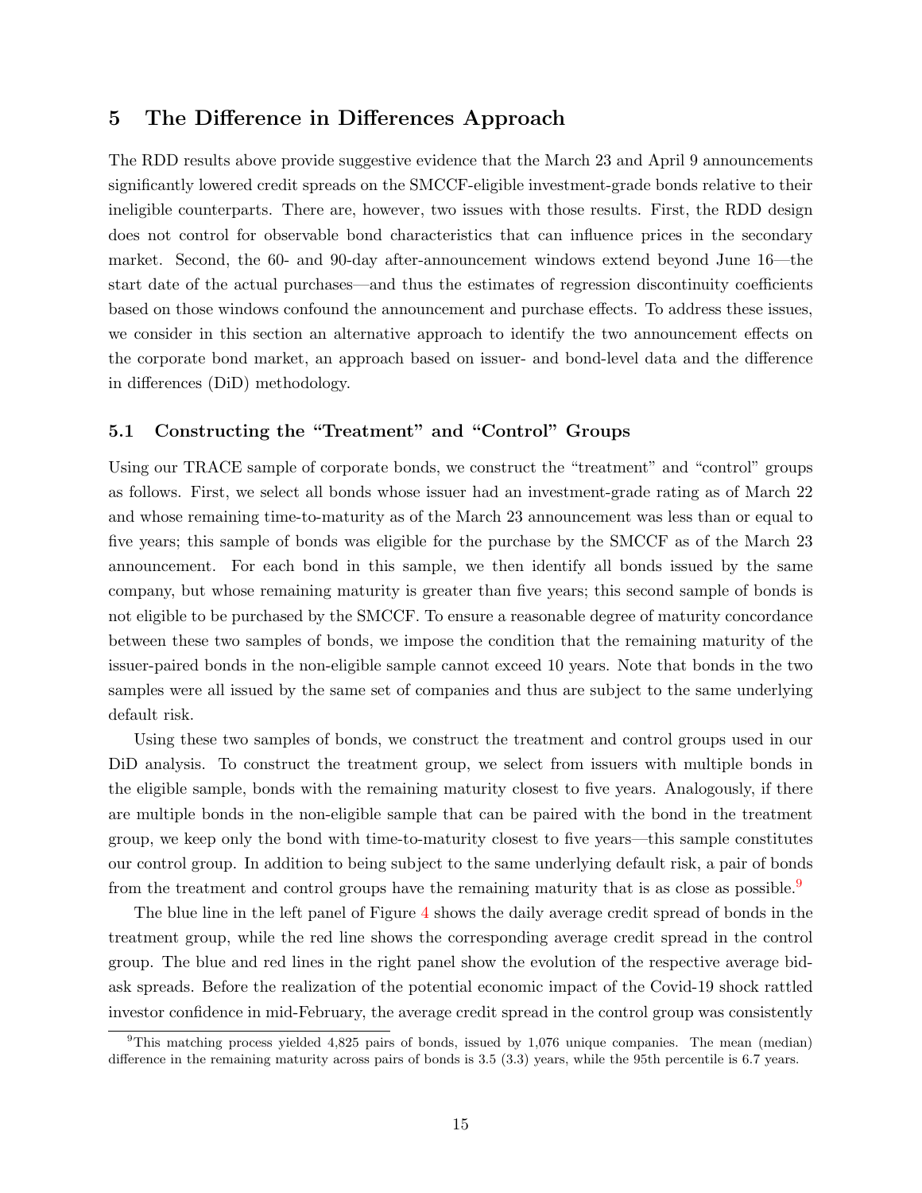## 5 The Difference in Differences Approach

The RDD results above provide suggestive evidence that the March 23 and April 9 announcements significantly lowered credit spreads on the SMCCF-eligible investment-grade bonds relative to their ineligible counterparts. There are, however, two issues with those results. First, the RDD design does not control for observable bond characteristics that can influence prices in the secondary market. Second, the 60- and 90-day after-announcement windows extend beyond June 16—the start date of the actual purchases—and thus the estimates of regression discontinuity coefficients based on those windows confound the announcement and purchase effects. To address these issues, we consider in this section an alternative approach to identify the two announcement effects on the corporate bond market, an approach based on issuer- and bond-level data and the difference in differences (DiD) methodology.

### 5.1 Constructing the "Treatment" and "Control" Groups

Using our TRACE sample of corporate bonds, we construct the "treatment" and "control" groups as follows. First, we select all bonds whose issuer had an investment-grade rating as of March 22 and whose remaining time-to-maturity as of the March 23 announcement was less than or equal to five years; this sample of bonds was eligible for the purchase by the SMCCF as of the March 23 announcement. For each bond in this sample, we then identify all bonds issued by the same company, but whose remaining maturity is greater than five years; this second sample of bonds is not eligible to be purchased by the SMCCF. To ensure a reasonable degree of maturity concordance between these two samples of bonds, we impose the condition that the remaining maturity of the issuer-paired bonds in the non-eligible sample cannot exceed 10 years. Note that bonds in the two samples were all issued by the same set of companies and thus are subject to the same underlying default risk.

Using these two samples of bonds, we construct the treatment and control groups used in our DiD analysis. To construct the treatment group, we select from issuers with multiple bonds in the eligible sample, bonds with the remaining maturity closest to five years. Analogously, if there are multiple bonds in the non-eligible sample that can be paired with the bond in the treatment group, we keep only the bond with time-to-maturity closest to five years—this sample constitutes our control group. In addition to being subject to the same underlying default risk, a pair of bonds from the treatment and control groups have the remaining maturity that is as close as possible.[9]

The blue line in the left panel of Figure 4 shows the daily average credit spread of bonds in the treatment group, while the red line shows the corresponding average credit spread in the control group. The blue and red lines in the right panel show the evolution of the respective average bid-ask spreads. Before the realization of the potential economic impact of the Covid-19 shock rattled investor confidence in mid-February, the average credit spread in the control group was consistently

[9] This matching process yielded 4,825 pairs of bonds, issued by 1,076 unique companies. The mean (median) difference in the remaining maturity across pairs of bonds is 3.5 (3.3) years, while the 95th percentile is 6.7 years.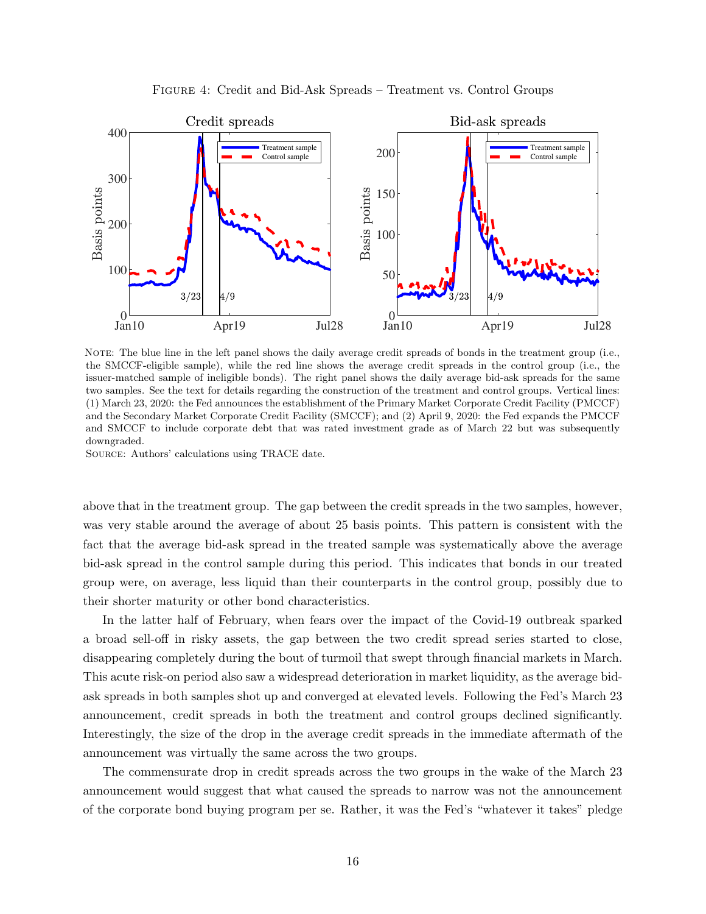FIGURE 4: Credit and Bid-Ask Spreads – Treatment vs. Control Groups

NOTE: The blue line in the left panel shows the daily average credit spreads of bonds in the treatment group (i.e., the SMCCF-eligible sample), while the red line shows the average credit spreads in the control group (i.e., the issuer-matched sample of ineligible bonds). The right panel shows the daily average bid-ask spreads for the same two samples. See the text for details regarding the construction of the treatment and control groups. Vertical lines: (1) March 23, 2020: the Fed announces the establishment of the Primary Market Corporate Credit Facility (PMCCF) and the Secondary Market Corporate Credit Facility (SMCCF); and (2) April 9, 2020: the Fed expands the PMCCF and SMCCF to include corporate debt that was rated investment grade as of March 22 but was subsequently downgraded.

SOURCE: Authors' calculations using TRACE date.

above that in the treatment group. The gap between the credit spreads in the two samples, however, was very stable around the average of about 25 basis points. This pattern is consistent with the fact that the average bid-ask spread in the treated sample was systematically above the average bid-ask spread in the control sample during this period. This indicates that bonds in our treated group were, on average, less liquid than their counterparts in the control group, possibly due to their shorter maturity or other bond characteristics.

In the latter half of February, when fears over the impact of the Covid-19 outbreak sparked a broad sell-off in risky assets, the gap between the two credit spread series started to close, disappearing completely during the bout of turmoil that swept through financial markets in March. This acute risk-on period also saw a widespread deterioration in market liquidity, as the average bid-ask spreads in both samples shot up and converged at elevated levels. Following the Fed's March 23 announcement, credit spreads in both the treatment and control groups declined significantly. Interestingly, the size of the drop in the average credit spreads in the immediate aftermath of the announcement was virtually the same across the two groups.

The commensurate drop in credit spreads across the two groups in the wake of the March 23 announcement would suggest that what caused the spreads to narrow was not the announcement of the corporate bond buying program per se. Rather, it was the Fed's "whatever it takes" pledge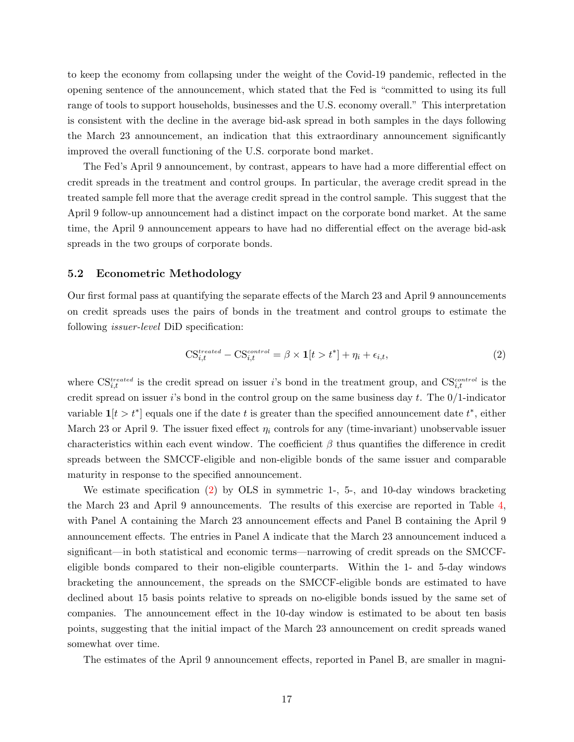to keep the economy from collapsing under the weight of the Covid-19 pandemic, reflected in the opening sentence of the announcement, which stated that the Fed is "committed to using its full range of tools to support households, businesses and the U.S. economy overall." This interpretation is consistent with the decline in the average bid-ask spread in both samples in the days following the March 23 announcement, an indication that this extraordinary announcement significantly improved the overall functioning of the U.S. corporate bond market.

The Fed's April 9 announcement, by contrast, appears to have had a more differential effect on credit spreads in the treatment and control groups. In particular, the average credit spread in the treated sample fell more that the average credit spread in the control sample. This suggest that the April 9 follow-up announcement had a distinct impact on the corporate bond market. At the same time, the April 9 announcement appears to have had no differential effect on the average bid-ask spreads in the two groups of corporate bonds.

### 5.2 Econometric Methodology

Our first formal pass at quantifying the separate effects of the March 23 and April 9 announcements on credit spreads uses the pairs of bonds in the treatment and control groups to estimate the following *issuer-level* DiD specification:

$$\text{CS}_{i,t}^{treated} - \text{CS}_{i,t}^{control} = \beta \times \mathbf{1}[t > t^*] + \eta_i + \epsilon_{i,t}, \tag{2}$$

where $\text{CS}_{i,t}^{treated}$ is the credit spread on issuer $i$'s bond in the treatment group, and $\text{CS}_{i,t}^{control}$ is the credit spread on issuer $i$'s bond in the control group on the same business day $t$. The 0/1-indicator variable $\mathbf{1}[t > t^*]$ equals one if the date $t$ is greater than the specified announcement date $t^*$, either March 23 or April 9. The issuer fixed effect $\eta_i$ controls for any (time-invariant) unobservable issuer characteristics within each event window. The coefficient $\beta$ thus quantifies the difference in credit spreads between the SMCCF-eligible and non-eligible bonds of the same issuer and comparable maturity in response to the specified announcement.

We estimate specification (2) by OLS in symmetric 1-, 5-, and 10-day windows bracketing the March 23 and April 9 announcements. The results of this exercise are reported in Table 4, with Panel A containing the March 23 announcement effects and Panel B containing the April 9 announcement effects. The entries in Panel A indicate that the March 23 announcement induced a significant—in both statistical and economic terms—narrowing of credit spreads on the SMCCF-eligible bonds compared to their non-eligible counterparts. Within the 1- and 5-day windows bracketing the announcement, the spreads on the SMCCF-eligible bonds are estimated to have declined about 15 basis points relative to spreads on no-eligible bonds issued by the same set of companies. The announcement effect in the 10-day window is estimated to be about ten basis points, suggesting that the initial impact of the March 23 announcement on credit spreads waned somewhat over time.

The estimates of the April 9 announcement effects, reported in Panel B, are smaller in magni-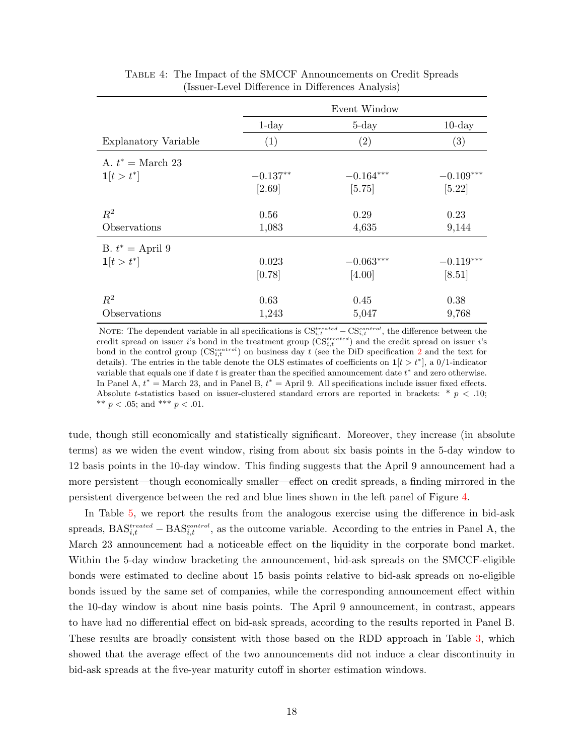Table 4: The Impact of the SMCCF Announcements on Credit Spreads (Issuer-Level Difference in Differences Analysis)

| | Event Window | | |
|---|---|---|---|
| | 1-day | 5-day | 10-day |
| Explanatory Variable | (1) | (2) | (3) |
| A. $t^* =$ March 23 | | | |
| $\mathbf{1}[t > t^*]$ | $-0.137^{**}$ | $-0.164^{***}$ | $-0.109^{***}$ |
| | [2.69] | [5.75] | [5.22] |
| $R^2$ | 0.56 | 0.29 | 0.23 |
| Observations | 1,083 | 4,635 | 9,144 |
| B. $t^* =$ April 9 | | | |
| $\mathbf{1}[t > t^*]$ | 0.023 | $-0.063^{***}$ | $-0.119^{***}$ |
| | [0.78] | [4.00] | [8.51] |
| $R^2$ | 0.63 | 0.45 | 0.38 |
| Observations | 1,243 | 5,047 | 9,768 |

Note: The dependent variable in all specifications is $\text{CS}_{i,t}^{treated} - \text{CS}_{i,t}^{control}$, the difference between the credit spread on issuer $i$'s bond in the treatment group ($\text{CS}_{i,t}^{treated}$) and the credit spread on issuer $i$'s bond in the control group ($\text{CS}_{i,t}^{control}$) on business day $t$ (see the DiD specification 2 and the text for details). The entries in the table denote the OLS estimates of coefficients on $\mathbf{1}[t > t^*]$, a 0/1-indicator variable that equals one if date $t$ is greater than the specified announcement date $t^*$ and zero otherwise. In Panel A, $t^* =$ March 23, and in Panel B, $t^* =$ April 9. All specifications include issuer fixed effects. Absolute $t$-statistics based on issuer-clustered standard errors are reported in brackets: * $p < .10$; ** $p < .05$; and *** $p < .01$.

tude, though still economically and statistically significant. Moreover, they increase (in absolute terms) as we widen the event window, rising from about six basis points in the 5-day window to 12 basis points in the 10-day window. This finding suggests that the April 9 announcement had a more persistent—though economically smaller—effect on credit spreads, a finding mirrored in the persistent divergence between the red and blue lines shown in the left panel of Figure 4.

In Table 5, we report the results from the analogous exercise using the difference in bid-ask spreads, $\text{BAS}_{i,t}^{treated} - \text{BAS}_{i,t}^{control}$, as the outcome variable. According to the entries in Panel A, the March 23 announcement had a noticeable effect on the liquidity in the corporate bond market. Within the 5-day window bracketing the announcement, bid-ask spreads on the SMCCF-eligible bonds were estimated to decline about 15 basis points relative to bid-ask spreads on no-eligible bonds issued by the same set of companies, while the corresponding announcement effect within the 10-day window is about nine basis points. The April 9 announcement, in contrast, appears to have had no differential effect on bid-ask spreads, according to the results reported in Panel B. These results are broadly consistent with those based on the RDD approach in Table 3, which showed that the average effect of the two announcements did not induce a clear discontinuity in bid-ask spreads at the five-year maturity cutoff in shorter estimation windows.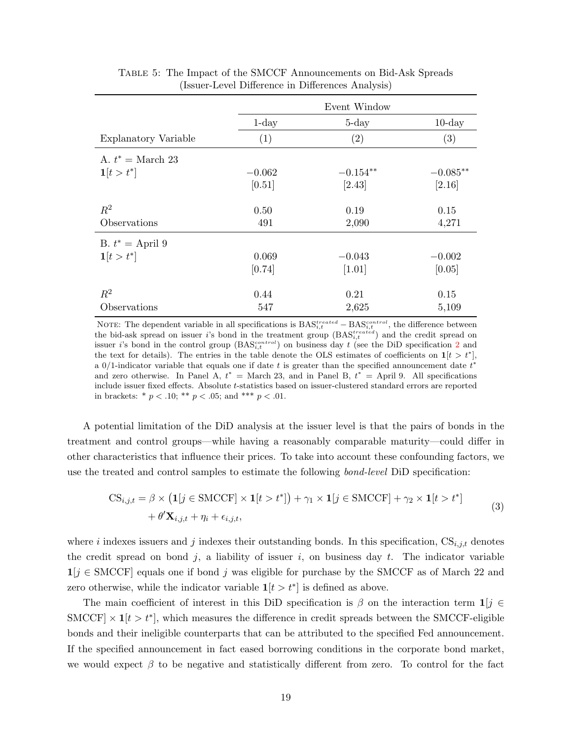TABLE 5: The Impact of the SMCCF Announcements on Bid-Ask Spreads (Issuer-Level Difference in Differences Analysis)

| | Event Window | | |
|---|---|---|---|
| | 1-day | 5-day | 10-day |
| Explanatory Variable | (1) | (2) | (3) |
| A. $t^* =$ March 23 | | | |
| $\mathbf{1}[t > t^*]$ | $-0.062$ | $-0.154^{**}$ | $-0.085^{**}$ |
| | [0.51] | [2.43] | [2.16] |
| $R^2$ | 0.50 | 0.19 | 0.15 |
| Observations | 491 | 2,090 | 4,271 |
| B. $t^* =$ April 9 | | | |
| $\mathbf{1}[t > t^*]$ | 0.069 | $-0.043$ | $-0.002$ |
| | [0.74] | [1.01] | [0.05] |
| $R^2$ | 0.44 | 0.21 | 0.15 |
| Observations | 547 | 2,625 | 5,109 |

NOTE: The dependent variable in all specifications is $\text{BAS}^{treated}_{i,t} - \text{BAS}^{control}_{i,t}$, the difference between the bid-ask spread on issuer $i$'s bond in the treatment group ($\text{BAS}^{treated}_{i,t}$) and the credit spread on issuer $i$'s bond in the control group ($\text{BAS}^{control}_{i,t}$) on business day $t$ (see the DiD specification 2 and the text for details). The entries in the table denote the OLS estimates of coefficients on $\mathbf{1}[t > t^*]$, a 0/1-indicator variable that equals one if date $t$ is greater than the specified announcement date $t^*$ and zero otherwise. In Panel A, $t^* =$ March 23, and in Panel B, $t^* =$ April 9. All specifications include issuer fixed effects. Absolute $t$-statistics based on issuer-clustered standard errors are reported in brackets: * $p < .10$; ** $p < .05$; and *** $p < .01$.

A potential limitation of the DiD analysis at the issuer level is that the pairs of bonds in the treatment and control groups—while having a reasonably comparable maturity—could differ in other characteristics that influence their prices. To take into account these confounding factors, we use the treated and control samples to estimate the following *bond-level* DiD specification:

$$\text{CS}_{i,j,t} = \beta \times \left(\mathbf{1}[j \in \text{SMCCF}] \times \mathbf{1}[t > t^*]\right) + \gamma_1 \times \mathbf{1}[j \in \text{SMCCF}] + \gamma_2 \times \mathbf{1}[t > t^*] + \theta' \mathbf{X}_{i,j,t} + \eta_i + \epsilon_{i,j,t}, \quad (3)$$

where $i$ indexes issuers and $j$ indexes their outstanding bonds. In this specification, $\text{CS}_{i,j,t}$ denotes the credit spread on bond $j$, a liability of issuer $i$, on business day $t$. The indicator variable $\mathbf{1}[j \in \text{SMCCF}]$ equals one if bond $j$ was eligible for purchase by the SMCCF as of March 22 and zero otherwise, while the indicator variable $\mathbf{1}[t > t^*]$ is defined as above.

The main coefficient of interest in this DiD specification is $\beta$ on the interaction term $\mathbf{1}[j \in \text{SMCCF}] \times \mathbf{1}[t > t^*]$, which measures the difference in credit spreads between the SMCCF-eligible bonds and their ineligible counterparts that can be attributed to the specified Fed announcement. If the specified announcement in fact eased borrowing conditions in the corporate bond market, we would expect $\beta$ to be negative and statistically different from zero. To control for the fact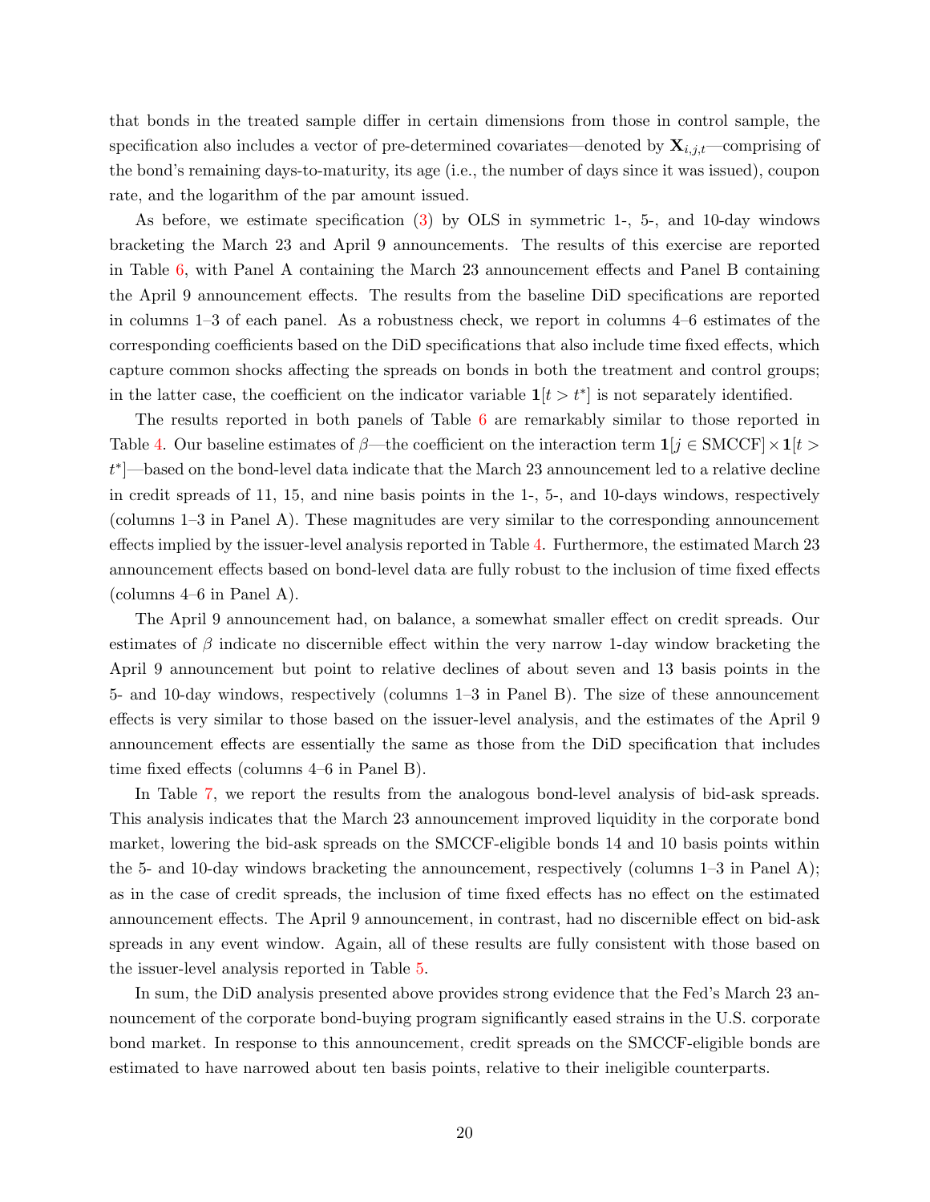that bonds in the treated sample differ in certain dimensions from those in control sample, the specification also includes a vector of pre-determined covariates—denoted by $\mathbf{X}_{i,j,t}$—comprising of the bond's remaining days-to-maturity, its age (i.e., the number of days since it was issued), coupon rate, and the logarithm of the par amount issued.

As before, we estimate specification (3) by OLS in symmetric 1-, 5-, and 10-day windows bracketing the March 23 and April 9 announcements. The results of this exercise are reported in Table 6, with Panel A containing the March 23 announcement effects and Panel B containing the April 9 announcement effects. The results from the baseline DiD specifications are reported in columns 1–3 of each panel. As a robustness check, we report in columns 4–6 estimates of the corresponding coefficients based on the DiD specifications that also include time fixed effects, which capture common shocks affecting the spreads on bonds in both the treatment and control groups; in the latter case, the coefficient on the indicator variable $\mathbf{1}[t > t^*]$ is not separately identified.

The results reported in both panels of Table 6 are remarkably similar to those reported in Table 4. Our baseline estimates of $\beta$—the coefficient on the interaction term $\mathbf{1}[j \in \text{SMCCF}] \times \mathbf{1}[t > t^*]$—based on the bond-level data indicate that the March 23 announcement led to a relative decline in credit spreads of 11, 15, and nine basis points in the 1-, 5-, and 10-days windows, respectively (columns 1–3 in Panel A). These magnitudes are very similar to the corresponding announcement effects implied by the issuer-level analysis reported in Table 4. Furthermore, the estimated March 23 announcement effects based on bond-level data are fully robust to the inclusion of time fixed effects (columns 4–6 in Panel A).

The April 9 announcement had, on balance, a somewhat smaller effect on credit spreads. Our estimates of $\beta$ indicate no discernible effect within the very narrow 1-day window bracketing the April 9 announcement but point to relative declines of about seven and 13 basis points in the 5- and 10-day windows, respectively (columns 1–3 in Panel B). The size of these announcement effects is very similar to those based on the issuer-level analysis, and the estimates of the April 9 announcement effects are essentially the same as those from the DiD specification that includes time fixed effects (columns 4–6 in Panel B).

In Table 7, we report the results from the analogous bond-level analysis of bid-ask spreads. This analysis indicates that the March 23 announcement improved liquidity in the corporate bond market, lowering the bid-ask spreads on the SMCCF-eligible bonds 14 and 10 basis points within the 5- and 10-day windows bracketing the announcement, respectively (columns 1–3 in Panel A); as in the case of credit spreads, the inclusion of time fixed effects has no effect on the estimated announcement effects. The April 9 announcement, in contrast, had no discernible effect on bid-ask spreads in any event window. Again, all of these results are fully consistent with those based on the issuer-level analysis reported in Table 5.

In sum, the DiD analysis presented above provides strong evidence that the Fed's March 23 announcement of the corporate bond-buying program significantly eased strains in the U.S. corporate bond market. In response to this announcement, credit spreads on the SMCCF-eligible bonds are estimated to have narrowed about ten basis points, relative to their ineligible counterparts.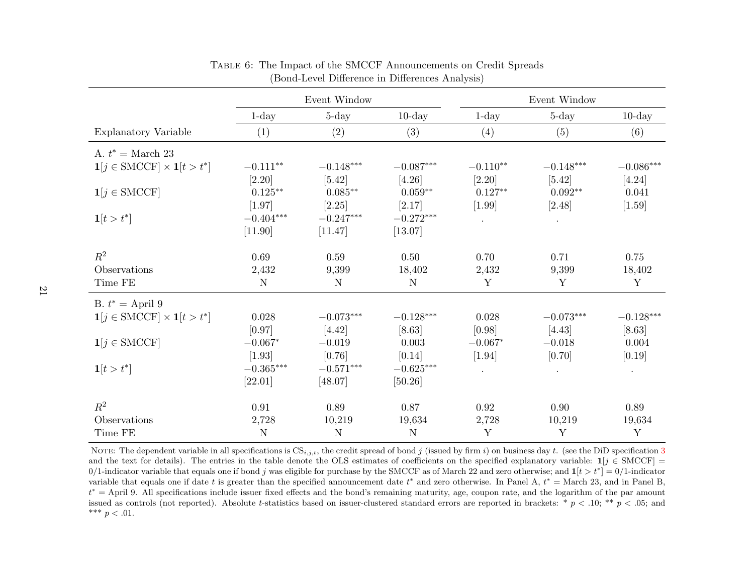Table 6: The Impact of the SMCCF Announcements on Credit Spreads
(Bond-Level Difference in Differences Analysis)

| | Event Window | | | Event Window | | |
|---|---|---|---|---|---|---|
| | 1-day | 5-day | 10-day | 1-day | 5-day | 10-day |
| Explanatory Variable | (1) | (2) | (3) | (4) | (5) | (6) |
| A. $t^* =$ March 23 | | | | | | |
| $\mathbf{1}[j \in \text{SMCCF}] \times \mathbf{1}[t > t^*]$ | $-0.111^{**}$ | $-0.148^{***}$ | $-0.087^{***}$ | $-0.110^{**}$ | $-0.148^{***}$ | $-0.086^{***}$ |
| | [2.20] | [5.42] | [4.26] | [2.20] | [5.42] | [4.24] |
| $\mathbf{1}[j \in \text{SMCCF}]$ | $0.125^{**}$ | $0.085^{**}$ | $0.059^{**}$ | $0.127^{**}$ | $0.092^{**}$ | $0.041$ |
| | [1.97] | [2.25] | [2.17] | [1.99] | [2.48] | [1.59] |
| $\mathbf{1}[t > t^*]$ | $-0.404^{***}$ | $-0.247^{***}$ | $-0.272^{***}$ | . | . | |
| | [11.90] | [11.47] | [13.07] | | | |
| $R^2$ | 0.69 | 0.59 | 0.50 | 0.70 | 0.71 | 0.75 |
| Observations | 2,432 | 9,399 | 18,402 | 2,432 | 9,399 | 18,402 |
| Time FE | N | N | N | Y | Y | Y |
| B. $t^* =$ April 9 | | | | | | |
| $\mathbf{1}[j \in \text{SMCCF}] \times \mathbf{1}[t > t^*]$ | $0.028$ | $-0.073^{***}$ | $-0.128^{***}$ | $0.028$ | $-0.073^{***}$ | $-0.128^{***}$ |
| | [0.97] | [4.42] | [8.63] | [0.98] | [4.43] | [8.63] |
| $\mathbf{1}[j \in \text{SMCCF}]$ | $-0.067^{*}$ | $-0.019$ | $0.003$ | $-0.067^{*}$ | $-0.018$ | $0.004$ |
| | [1.93] | [0.76] | [0.14] | [1.94] | [0.70] | [0.19] |
| $\mathbf{1}[t > t^*]$ | $-0.365^{***}$ | $-0.571^{***}$ | $-0.625^{***}$ | . | . | . |
| | [22.01] | [48.07] | [50.26] | | | |
| $R^2$ | 0.91 | 0.89 | 0.87 | 0.92 | 0.90 | 0.89 |
| Observations | 2,728 | 10,219 | 19,634 | 2,728 | 10,219 | 19,634 |
| Time FE | N | N | N | Y | Y | Y |

Note: The dependent variable in all specifications is $\text{CS}_{i,j,t}$, the credit spread of bond $j$ (issued by firm $i$) on business day $t$. (see the DiD specification 3 and the text for details). The entries in the table denote the OLS estimates of coefficients on the specified explanatory variable: $\mathbf{1}[j \in \text{SMCCF}] =$ 0/1-indicator variable that equals one if bond $j$ was eligible for purchase by the SMCCF as of March 22 and zero otherwise; and $\mathbf{1}[t > t^*] =$ 0/1-indicator variable that equals one if date $t$ is greater than the specified announcement date $t^*$ and zero otherwise. In Panel A, $t^* =$ March 23, and in Panel B, $t^* =$ April 9. All specifications include issuer fixed effects and the bond's remaining maturity, age, coupon rate, and the logarithm of the par amount issued as controls (not reported). Absolute $t$-statistics based on issuer-clustered standard errors are reported in brackets: * $p < .10$; ** $p < .05$; and *** $p < .01$.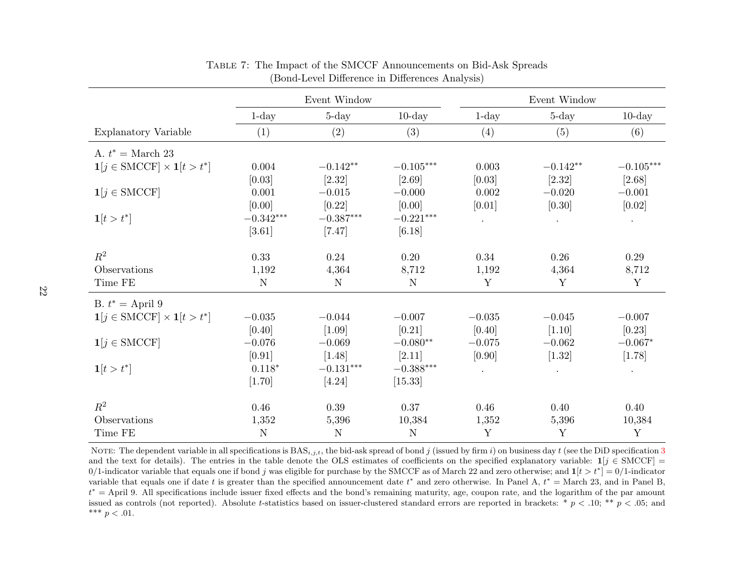Table 7: The Impact of the SMCCF Announcements on Bid-Ask Spreads
(Bond-Level Difference in Differences Analysis)

| | Event Window | | | Event Window | | |
|---|---|---|---|---|---|---|
| | 1-day | 5-day | 10-day | 1-day | 5-day | 10-day |
| Explanatory Variable | (1) | (2) | (3) | (4) | (5) | (6) |
| A. $t^* =$ March 23 | | | | | | |
| $\mathbf{1}[j \in \text{SMCCF}] \times \mathbf{1}[t > t^*]$ | 0.004 | $-0.142^{**}$ | $-0.105^{***}$ | 0.003 | $-0.142^{**}$ | $-0.105^{***}$ |
| | [0.03] | [2.32] | [2.69] | [0.03] | [2.32] | [2.68] |
| $\mathbf{1}[j \in \text{SMCCF}]$ | 0.001 | $-0.015$ | $-0.000$ | 0.002 | $-0.020$ | $-0.001$ |
| | [0.00] | [0.22] | [0.00] | [0.01] | [0.30] | [0.02] |
| $\mathbf{1}[t > t^*]$ | $-0.342^{***}$ | $-0.387^{***}$ | $-0.221^{***}$ | . | . | . |
| | [3.61] | [7.47] | [6.18] | | | |
| $R^2$ | 0.33 | 0.24 | 0.20 | 0.34 | 0.26 | 0.29 |
| Observations | 1,192 | 4,364 | 8,712 | 1,192 | 4,364 | 8,712 |
| Time FE | N | N | N | Y | Y | Y |
| B. $t^* =$ April 9 | | | | | | |
| $\mathbf{1}[j \in \text{SMCCF}] \times \mathbf{1}[t > t^*]$ | $-0.035$ | $-0.044$ | $-0.007$ | $-0.035$ | $-0.045$ | $-0.007$ |
| | [0.40] | [1.09] | [0.21] | [0.40] | [1.10] | [0.23] |
| $\mathbf{1}[j \in \text{SMCCF}]$ | $-0.076$ | $-0.069$ | $-0.080^{**}$ | $-0.075$ | $-0.062$ | $-0.067^{*}$ |
| | [0.91] | [1.48] | [2.11] | [0.90] | [1.32] | [1.78] |
| $\mathbf{1}[t > t^*]$ | $0.118^{*}$ | $-0.131^{***}$ | $-0.388^{***}$ | . | . | . |
| | [1.70] | [4.24] | [15.33] | | | |
| $R^2$ | 0.46 | 0.39 | 0.37 | 0.46 | 0.40 | 0.40 |
| Observations | 1,352 | 5,396 | 10,384 | 1,352 | 5,396 | 10,384 |
| Time FE | N | N | N | Y | Y | Y |

Note: The dependent variable in all specifications is $\text{BAS}_{i,j,t}$, the bid-ask spread of bond $j$ (issued by firm $i$) on business day $t$ (see the DiD specification 3 and the text for details). The entries in the table denote the OLS estimates of coefficients on the specified explanatory variable: $\mathbf{1}[j \in \text{SMCCF}] =$ 0/1-indicator variable that equals one if bond $j$ was eligible for purchase by the SMCCF as of March 22 and zero otherwise; and $\mathbf{1}[t > t^*] =$ 0/1-indicator variable that equals one if date $t$ is greater than the specified announcement date $t^*$ and zero otherwise. In Panel A, $t^* =$ March 23, and in Panel B, $t^* =$ April 9. All specifications include issuer fixed effects and the bond's remaining maturity, age, coupon rate, and the logarithm of the par amount issued as controls (not reported). Absolute $t$-statistics based on issuer-clustered standard errors are reported in brackets: * $p < .10$; ** $p < .05$; and *** $p < .01$.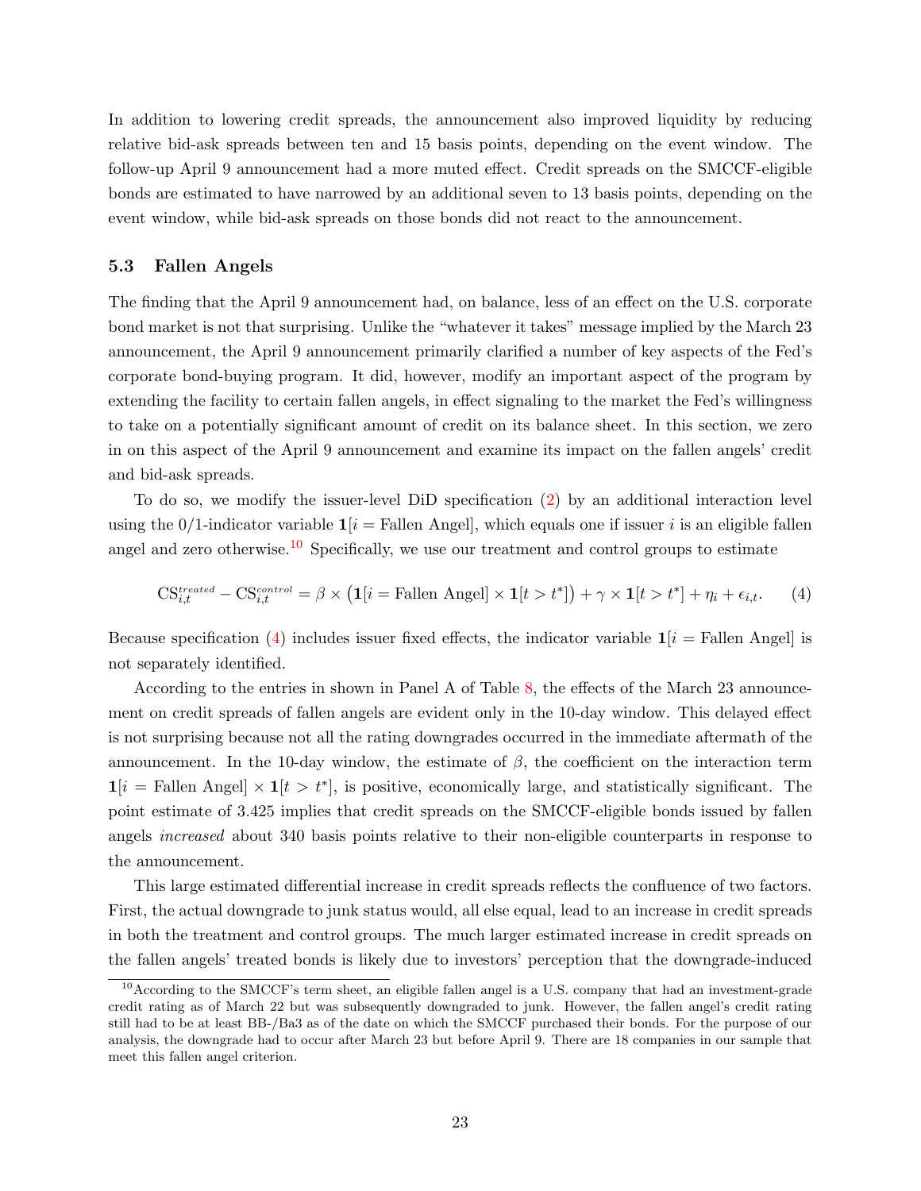In addition to lowering credit spreads, the announcement also improved liquidity by reducing relative bid-ask spreads between ten and 15 basis points, depending on the event window. The follow-up April 9 announcement had a more muted effect. Credit spreads on the SMCCF-eligible bonds are estimated to have narrowed by an additional seven to 13 basis points, depending on the event window, while bid-ask spreads on those bonds did not react to the announcement.

### 5.3 Fallen Angels

The finding that the April 9 announcement had, on balance, less of an effect on the U.S. corporate bond market is not that surprising. Unlike the "whatever it takes" message implied by the March 23 announcement, the April 9 announcement primarily clarified a number of key aspects of the Fed's corporate bond-buying program. It did, however, modify an important aspect of the program by extending the facility to certain fallen angels, in effect signaling to the market the Fed's willingness to take on a potentially significant amount of credit on its balance sheet. In this section, we zero in on this aspect of the April 9 announcement and examine its impact on the fallen angels' credit and bid-ask spreads.

To do so, we modify the issuer-level DiD specification (2) by an additional interaction level using the 0/1-indicator variable $\mathbf{1}[i = \text{Fallen Angel}]$, which equals one if issuer $i$ is an eligible fallen angel and zero otherwise.[10] Specifically, we use our treatment and control groups to estimate

$$\text{CS}_{i,t}^{treated} - \text{CS}_{i,t}^{control} = \beta \times \left(\mathbf{1}[i = \text{Fallen Angel}] \times \mathbf{1}[t > t^*]\right) + \gamma \times \mathbf{1}[t > t^*] + \eta_i + \epsilon_{i,t}. \quad (4)$$

Because specification (4) includes issuer fixed effects, the indicator variable $\mathbf{1}[i = \text{Fallen Angel}]$ is not separately identified.

According to the entries in shown in Panel A of Table 8, the effects of the March 23 announcement on credit spreads of fallen angels are evident only in the 10-day window. This delayed effect is not surprising because not all the rating downgrades occurred in the immediate aftermath of the announcement. In the 10-day window, the estimate of $\beta$, the coefficient on the interaction term $\mathbf{1}[i = \text{Fallen Angel}] \times \mathbf{1}[t > t^*]$, is positive, economically large, and statistically significant. The point estimate of 3.425 implies that credit spreads on the SMCCF-eligible bonds issued by fallen angels *increased* about 340 basis points relative to their non-eligible counterparts in response to the announcement.

This large estimated differential increase in credit spreads reflects the confluence of two factors. First, the actual downgrade to junk status would, all else equal, lead to an increase in credit spreads in both the treatment and control groups. The much larger estimated increase in credit spreads on the fallen angels' treated bonds is likely due to investors' perception that the downgrade-induced

[10] According to the SMCCF's term sheet, an eligible fallen angel is a U.S. company that had an investment-grade credit rating as of March 22 but was subsequently downgraded to junk. However, the fallen angel's credit rating still had to be at least BB-/Ba3 as of the date on which the SMCCF purchased their bonds. For the purpose of our analysis, the downgrade had to occur after March 23 but before April 9. There are 18 companies in our sample that meet this fallen angel criterion.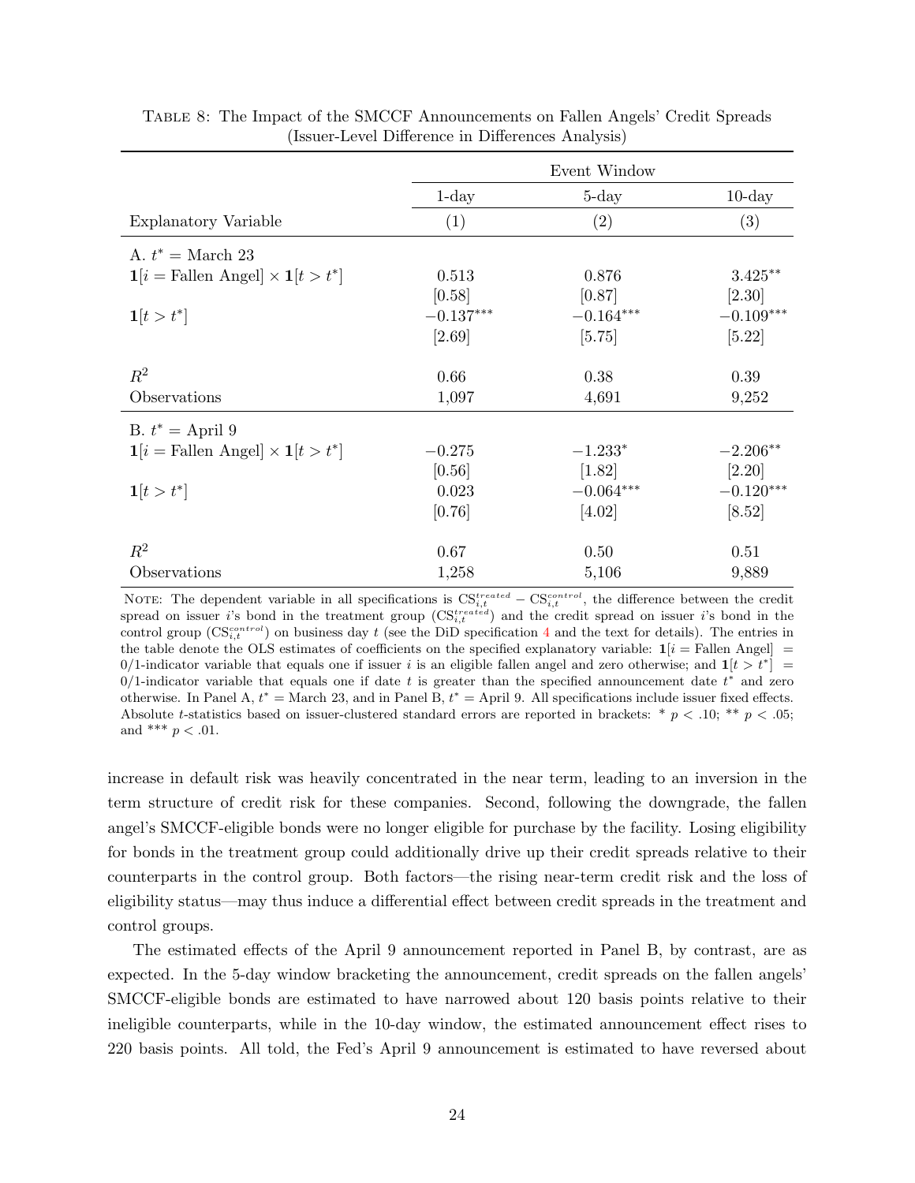Table 8: The Impact of the SMCCF Announcements on Fallen Angels' Credit Spreads (Issuer-Level Difference in Differences Analysis)

| | Event Window | | |
|---|---|---|---|
| | 1-day | 5-day | 10-day |
| Explanatory Variable | (1) | (2) | (3) |
| A. $t^* =$ March 23 | | | |
| $\mathbf{1}[i = \text{Fallen Angel}] \times \mathbf{1}[t > t^*]$ | 0.513 | 0.876 | $3.425^{**}$ |
| | [0.58] | [0.87] | [2.30] |
| $\mathbf{1}[t > t^*]$ | $-0.137^{***}$ | $-0.164^{***}$ | $-0.109^{***}$ |
| | [2.69] | [5.75] | [5.22] |
| $R^2$ | 0.66 | 0.38 | 0.39 |
| Observations | 1,097 | 4,691 | 9,252 |
| B. $t^* =$ April 9 | | | |
| $\mathbf{1}[i = \text{Fallen Angel}] \times \mathbf{1}[t > t^*]$ | $-0.275$ | $-1.233^{*}$ | $-2.206^{**}$ |
| | [0.56] | [1.82] | [2.20] |
| $\mathbf{1}[t > t^*]$ | 0.023 | $-0.064^{***}$ | $-0.120^{***}$ |
| | [0.76] | [4.02] | [8.52] |
| $R^2$ | 0.67 | 0.50 | 0.51 |
| Observations | 1,258 | 5,106 | 9,889 |

Note: The dependent variable in all specifications is $\text{CS}_{i,t}^{treated} - \text{CS}_{i,t}^{control}$, the difference between the credit spread on issuer $i$'s bond in the treatment group ($\text{CS}_{i,t}^{treated}$) and the credit spread on issuer $i$'s bond in the control group ($\text{CS}_{i,t}^{control}$) on business day $t$ (see the DiD specification 4 and the text for details). The entries in the table denote the OLS estimates of coefficients on the specified explanatory variable: $\mathbf{1}[i = \text{Fallen Angel}]$ = 0/1-indicator variable that equals one if issuer $i$ is an eligible fallen angel and zero otherwise; and $\mathbf{1}[t > t^*]$ = 0/1-indicator variable that equals one if date $t$ is greater than the specified announcement date $t^*$ and zero otherwise. In Panel A, $t^*$ = March 23, and in Panel B, $t^*$ = April 9. All specifications include issuer fixed effects. Absolute $t$-statistics based on issuer-clustered standard errors are reported in brackets: * $p < .10$; ** $p < .05$; and *** $p < .01$.

increase in default risk was heavily concentrated in the near term, leading to an inversion in the term structure of credit risk for these companies. Second, following the downgrade, the fallen angel's SMCCF-eligible bonds were no longer eligible for purchase by the facility. Losing eligibility for bonds in the treatment group could additionally drive up their credit spreads relative to their counterparts in the control group. Both factors—the rising near-term credit risk and the loss of eligibility status—may thus induce a differential effect between credit spreads in the treatment and control groups.

The estimated effects of the April 9 announcement reported in Panel B, by contrast, are as expected. In the 5-day window bracketing the announcement, credit spreads on the fallen angels' SMCCF-eligible bonds are estimated to have narrowed about 120 basis points relative to their ineligible counterparts, while in the 10-day window, the estimated announcement effect rises to 220 basis points. All told, the Fed's April 9 announcement is estimated to have reversed about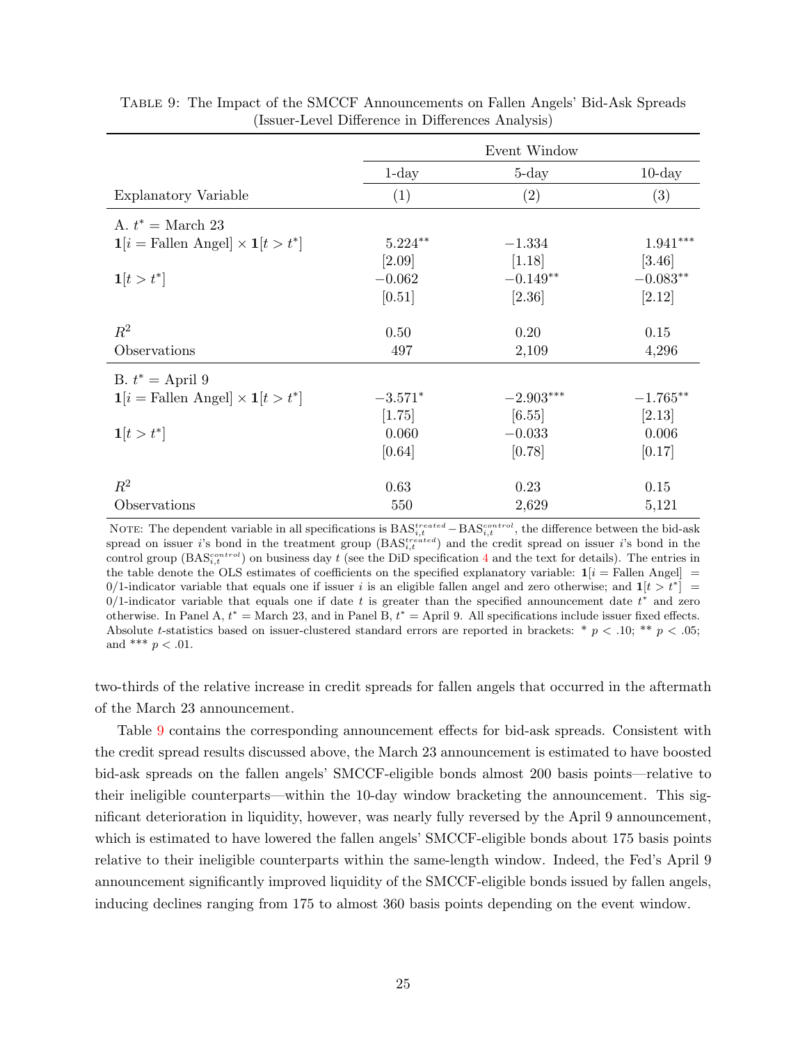Table 9: The Impact of the SMCCF Announcements on Fallen Angels' Bid-Ask Spreads (Issuer-Level Difference in Differences Analysis)

| | Event Window | | |
|---|---|---|---|
| | 1-day | 5-day | 10-day |
| Explanatory Variable | (1) | (2) | (3) |
| A. $t^* =$ March 23 | | | |
| $\mathbf{1}[i = \text{Fallen Angel}] \times \mathbf{1}[t > t^*]$ | $5.224^{**}$ | $-1.334$ | $1.941^{***}$ |
| | [2.09] | [1.18] | [3.46] |
| $\mathbf{1}[t > t^*]$ | $-0.062$ | $-0.149^{**}$ | $-0.083^{**}$ |
| | [0.51] | [2.36] | [2.12] |
| $R^2$ | 0.50 | 0.20 | 0.15 |
| Observations | 497 | 2,109 | 4,296 |
| B. $t^* =$ April 9 | | | |
| $\mathbf{1}[i = \text{Fallen Angel}] \times \mathbf{1}[t > t^*]$ | $-3.571^{*}$ | $-2.903^{***}$ | $-1.765^{**}$ |
| | [1.75] | [6.55] | [2.13] |
| $\mathbf{1}[t > t^*]$ | 0.060 | $-0.033$ | 0.006 |
| | [0.64] | [0.78] | [0.17] |
| $R^2$ | 0.63 | 0.23 | 0.15 |
| Observations | 550 | 2,629 | 5,121 |

Note: The dependent variable in all specifications is $\text{BAS}_{i,t}^{treated} - \text{BAS}_{i,t}^{control}$, the difference between the bid-ask spread on issuer $i$'s bond in the treatment group ($\text{BAS}_{i,t}^{treated}$) and the credit spread on issuer $i$'s bond in the control group ($\text{BAS}_{i,t}^{control}$) on business day $t$ (see the DiD specification 4 and the text for details). The entries in the table denote the OLS estimates of coefficients on the specified explanatory variable: $\mathbf{1}[i = \text{Fallen Angel}]$ = 0/1-indicator variable that equals one if issuer $i$ is an eligible fallen angel and zero otherwise; and $\mathbf{1}[t > t^*]$ = 0/1-indicator variable that equals one if date $t$ is greater than the specified announcement date $t^*$ and zero otherwise. In Panel A, $t^*$ = March 23, and in Panel B, $t^*$ = April 9. All specifications include issuer fixed effects. Absolute $t$-statistics based on issuer-clustered standard errors are reported in brackets: * $p < .10$; ** $p < .05$; and *** $p < .01$.

two-thirds of the relative increase in credit spreads for fallen angels that occurred in the aftermath of the March 23 announcement.

Table 9 contains the corresponding announcement effects for bid-ask spreads. Consistent with the credit spread results discussed above, the March 23 announcement is estimated to have boosted bid-ask spreads on the fallen angels' SMCCF-eligible bonds almost 200 basis points—relative to their ineligible counterparts—within the 10-day window bracketing the announcement. This significant deterioration in liquidity, however, was nearly fully reversed by the April 9 announcement, which is estimated to have lowered the fallen angels' SMCCF-eligible bonds about 175 basis points relative to their ineligible counterparts within the same-length window. Indeed, the Fed's April 9 announcement significantly improved liquidity of the SMCCF-eligible bonds issued by fallen angels, inducing declines ranging from 175 to almost 360 basis points depending on the event window.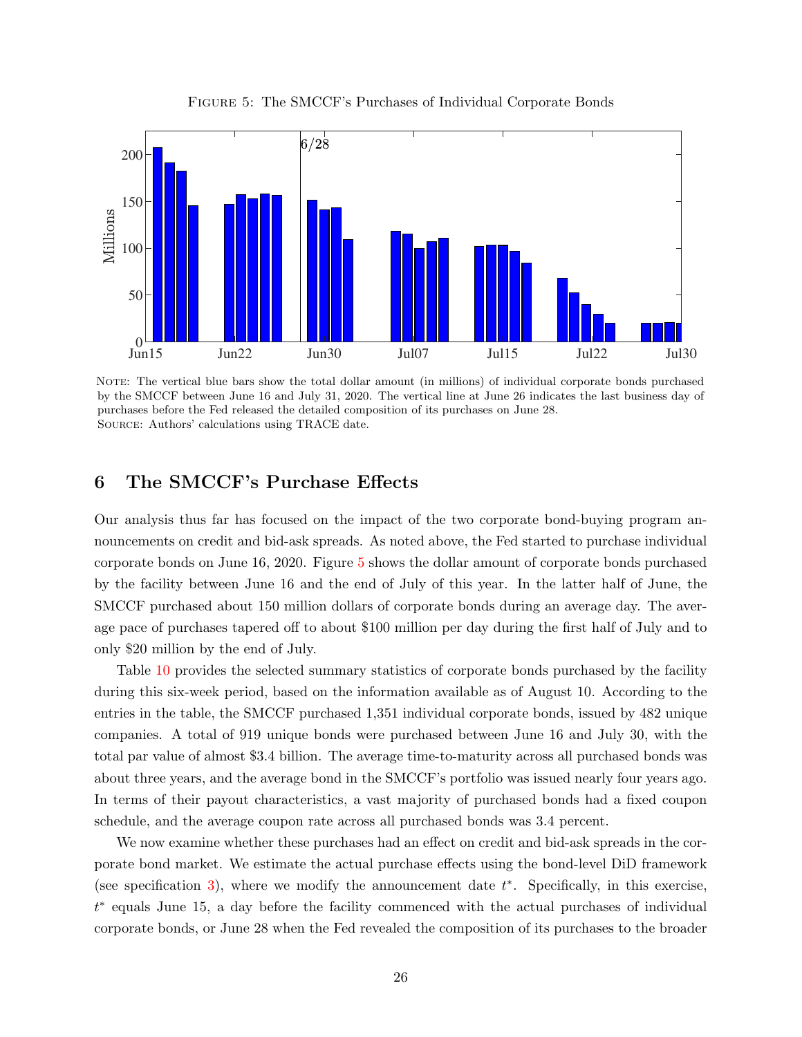FIGURE 5: The SMCCF's Purchases of Individual Corporate Bonds

NOTE: The vertical blue bars show the total dollar amount (in millions) of individual corporate bonds purchased by the SMCCF between June 16 and July 31, 2020. The vertical line at June 26 indicates the last business day of purchases before the Fed released the detailed composition of its purchases on June 28.
SOURCE: Authors' calculations using TRACE date.

## 6 The SMCCF's Purchase Effects

Our analysis thus far has focused on the impact of the two corporate bond-buying program announcements on credit and bid-ask spreads. As noted above, the Fed started to purchase individual corporate bonds on June 16, 2020. Figure 5 shows the dollar amount of corporate bonds purchased by the facility between June 16 and the end of July of this year. In the latter half of June, the SMCCF purchased about 150 million dollars of corporate bonds during an average day. The average pace of purchases tapered off to about \$100 million per day during the first half of July and to only \$20 million by the end of July.

Table 10 provides the selected summary statistics of corporate bonds purchased by the facility during this six-week period, based on the information available as of August 10. According to the entries in the table, the SMCCF purchased 1,351 individual corporate bonds, issued by 482 unique companies. A total of 919 unique bonds were purchased between June 16 and July 30, with the total par value of almost \$3.4 billion. The average time-to-maturity across all purchased bonds was about three years, and the average bond in the SMCCF's portfolio was issued nearly four years ago. In terms of their payout characteristics, a vast majority of purchased bonds had a fixed coupon schedule, and the average coupon rate across all purchased bonds was 3.4 percent.

We now examine whether these purchases had an effect on credit and bid-ask spreads in the corporate bond market. We estimate the actual purchase effects using the bond-level DiD framework (see specification 3), where we modify the announcement date $t^*$. Specifically, in this exercise, $t^*$ equals June 15, a day before the facility commenced with the actual purchases of individual corporate bonds, or June 28 when the Fed revealed the composition of its purchases to the broader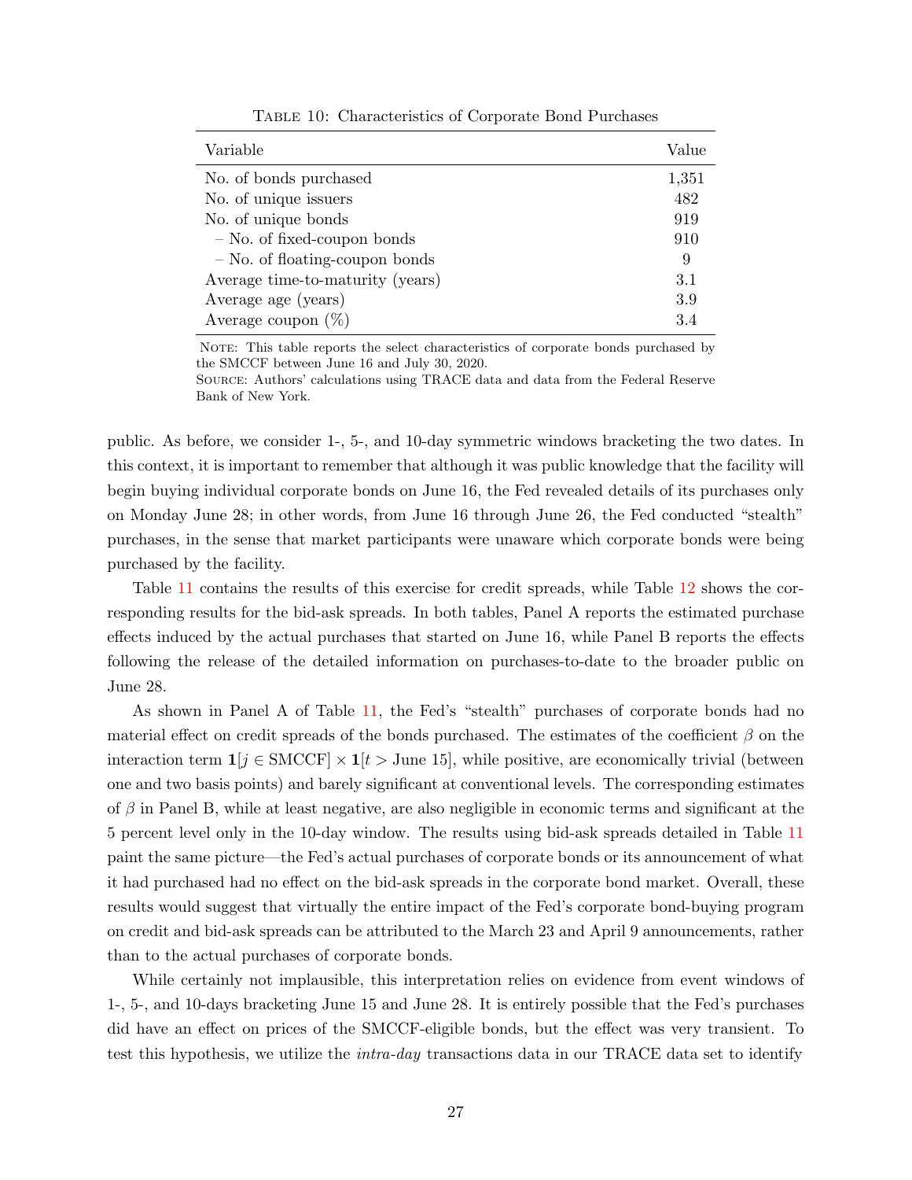Table 10: Characteristics of Corporate Bond Purchases

| Variable | Value |
|---|---|
| No. of bonds purchased | 1,351 |
| No. of unique issuers | 482 |
| No. of unique bonds | 919 |
| – No. of fixed-coupon bonds | 910 |
| – No. of floating-coupon bonds | 9 |
| Average time-to-maturity (years) | 3.1 |
| Average age (years) | 3.9 |
| Average coupon (%) | 3.4 |

Note: This table reports the select characteristics of corporate bonds purchased by the SMCCF between June 16 and July 30, 2020.
Source: Authors' calculations using TRACE data and data from the Federal Reserve Bank of New York.

public. As before, we consider 1-, 5-, and 10-day symmetric windows bracketing the two dates. In this context, it is important to remember that although it was public knowledge that the facility will begin buying individual corporate bonds on June 16, the Fed revealed details of its purchases only on Monday June 28; in other words, from June 16 through June 26, the Fed conducted "stealth" purchases, in the sense that market participants were unaware which corporate bonds were being purchased by the facility.

Table 11 contains the results of this exercise for credit spreads, while Table 12 shows the corresponding results for the bid-ask spreads. In both tables, Panel A reports the estimated purchase effects induced by the actual purchases that started on June 16, while Panel B reports the effects following the release of the detailed information on purchases-to-date to the broader public on June 28.

As shown in Panel A of Table 11, the Fed's "stealth" purchases of corporate bonds had no material effect on credit spreads of the bonds purchased. The estimates of the coefficient $\beta$ on the interaction term $\mathbf{1}[j \in \text{SMCCF}] \times \mathbf{1}[t > \text{June 15}]$, while positive, are economically trivial (between one and two basis points) and barely significant at conventional levels. The corresponding estimates of $\beta$ in Panel B, while at least negative, are also negligible in economic terms and significant at the 5 percent level only in the 10-day window. The results using bid-ask spreads detailed in Table 11 paint the same picture—the Fed's actual purchases of corporate bonds or its announcement of what it had purchased had no effect on the bid-ask spreads in the corporate bond market. Overall, these results would suggest that virtually the entire impact of the Fed's corporate bond-buying program on credit and bid-ask spreads can be attributed to the March 23 and April 9 announcements, rather than to the actual purchases of corporate bonds.

While certainly not implausible, this interpretation relies on evidence from event windows of 1-, 5-, and 10-days bracketing June 15 and June 28. It is entirely possible that the Fed's purchases did have an effect on prices of the SMCCF-eligible bonds, but the effect was very transient. To test this hypothesis, we utilize the *intra-day* transactions data in our TRACE data set to identify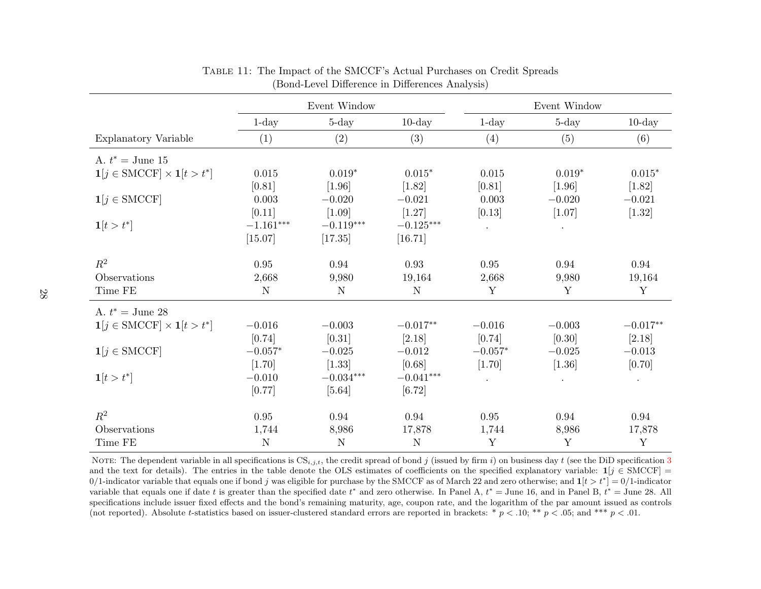Table 11: The Impact of the SMCCF's Actual Purchases on Credit Spreads (Bond-Level Difference in Differences Analysis)

| | Event Window | | | Event Window | | |
|---|---|---|---|---|---|---|
| | 1-day | 5-day | 10-day | 1-day | 5-day | 10-day |
| Explanatory Variable | (1) | (2) | (3) | (4) | (5) | (6) |
| A. $t^* =$ June 15 | | | | | | |
| $\mathbf{1}[j \in \text{SMCCF}] \times \mathbf{1}[t > t^*]$ | 0.015 | 0.019* | 0.015* | 0.015 | 0.019* | 0.015* |
| | [0.81] | [1.96] | [1.82] | [0.81] | [1.96] | [1.82] |
| $\mathbf{1}[j \in \text{SMCCF}]$ | 0.003 | −0.020 | −0.021 | 0.003 | −0.020 | −0.021 |
| | [0.11] | [1.09] | [1.27] | [0.13] | [1.07] | [1.32] |
| $\mathbf{1}[t > t^*]$ | −1.161*** | −0.119*** | −0.125*** | . | . | |
| | [15.07] | [17.35] | [16.71] | | | |
| $R^2$ | 0.95 | 0.94 | 0.93 | 0.95 | 0.94 | 0.94 |
| Observations | 2,668 | 9,980 | 19,164 | 2,668 | 9,980 | 19,164 |
| Time FE | N | N | N | Y | Y | Y |
| A. $t^* =$ June 28 | | | | | | |
| $\mathbf{1}[j \in \text{SMCCF}] \times \mathbf{1}[t > t^*]$ | −0.016 | −0.003 | −0.017** | −0.016 | −0.003 | −0.017** |
| | [0.74] | [0.31] | [2.18] | [0.74] | [0.30] | [2.18] |
| $\mathbf{1}[j \in \text{SMCCF}]$ | −0.057* | −0.025 | −0.012 | −0.057* | −0.025 | −0.013 |
| | [1.70] | [1.33] | [0.68] | [1.70] | [1.36] | [0.70] |
| $\mathbf{1}[t > t^*]$ | −0.010 | −0.034*** | −0.041*** | . | . | . |
| | [0.77] | [5.64] | [6.72] | | | |
| $R^2$ | 0.95 | 0.94 | 0.94 | 0.95 | 0.94 | 0.94 |
| Observations | 1,744 | 8,986 | 17,878 | 1,744 | 8,986 | 17,878 |
| Time FE | N | N | N | Y | Y | Y |

Note: The dependent variable in all specifications is $\text{CS}_{i,j,t}$, the credit spread of bond $j$ (issued by firm $i$) on business day $t$ (see the DiD specification 3 and the text for details). The entries in the table denote the OLS estimates of coefficients on the specified explanatory variable: $\mathbf{1}[j \in \text{SMCCF}] =$ 0/1-indicator variable that equals one if bond $j$ was eligible for purchase by the SMCCF as of March 22 and zero otherwise; and $\mathbf{1}[t > t^*] =$ 0/1-indicator variable that equals one if date $t$ is greater than the specified date $t^*$ and zero otherwise. In Panel A, $t^* =$ June 16, and in Panel B, $t^* =$ June 28. All specifications include issuer fixed effects and the bond's remaining maturity, age, coupon rate, and the logarithm of the par amount issued as controls (not reported). Absolute $t$-statistics based on issuer-clustered standard errors are reported in brackets: * $p < .10$; ** $p < .05$; and *** $p < .01$.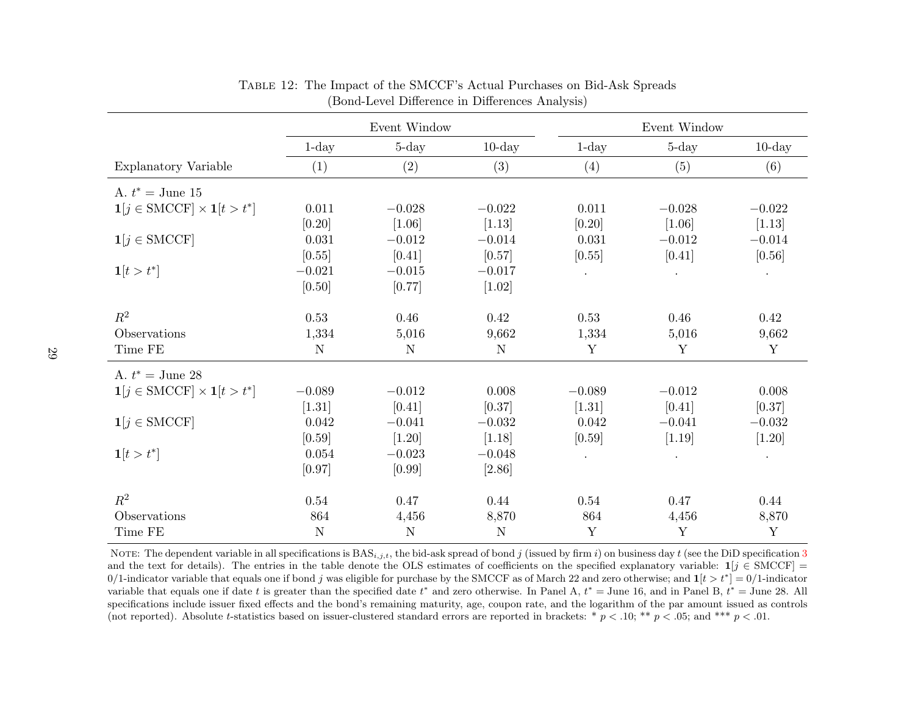Table 12: The Impact of the SMCCF's Actual Purchases on Bid-Ask Spreads
(Bond-Level Difference in Differences Analysis)

| | Event Window | | | Event Window | | |
|---|---|---|---|---|---|---|
| | 1-day | 5-day | 10-day | 1-day | 5-day | 10-day |
| Explanatory Variable | (1) | (2) | (3) | (4) | (5) | (6) |
| A. $t^* =$ June 15 | | | | | | |
| $\mathbf{1}[j \in \text{SMCCF}] \times \mathbf{1}[t > t^*]$ | 0.011 | −0.028 | −0.022 | 0.011 | −0.028 | −0.022 |
| | [0.20] | [1.06] | [1.13] | [0.20] | [1.06] | [1.13] |
| $\mathbf{1}[j \in \text{SMCCF}]$ | 0.031 | −0.012 | −0.014 | 0.031 | −0.012 | −0.014 |
| | [0.55] | [0.41] | [0.57] | [0.55] | [0.41] | [0.56] |
| $\mathbf{1}[t > t^*]$ | −0.021 | −0.015 | −0.017 | . | . | . |
| | [0.50] | [0.77] | [1.02] | | | |
| $R^2$ | 0.53 | 0.46 | 0.42 | 0.53 | 0.46 | 0.42 |
| Observations | 1,334 | 5,016 | 9,662 | 1,334 | 5,016 | 9,662 |
| Time FE | N | N | N | Y | Y | Y |
| A. $t^* =$ June 28 | | | | | | |
| $\mathbf{1}[j \in \text{SMCCF}] \times \mathbf{1}[t > t^*]$ | −0.089 | −0.012 | 0.008 | −0.089 | −0.012 | 0.008 |
| | [1.31] | [0.41] | [0.37] | [1.31] | [0.41] | [0.37] |
| $\mathbf{1}[j \in \text{SMCCF}]$ | 0.042 | −0.041 | −0.032 | 0.042 | −0.041 | −0.032 |
| | [0.59] | [1.20] | [1.18] | [0.59] | [1.19] | [1.20] |
| $\mathbf{1}[t > t^*]$ | 0.054 | −0.023 | −0.048 | . | . | . |
| | [0.97] | [0.99] | [2.86] | | | |
| $R^2$ | 0.54 | 0.47 | 0.44 | 0.54 | 0.47 | 0.44 |
| Observations | 864 | 4,456 | 8,870 | 864 | 4,456 | 8,870 |
| Time FE | N | N | N | Y | Y | Y |

Note: The dependent variable in all specifications is $\text{BAS}_{i,j,t}$, the bid-ask spread of bond $j$ (issued by firm $i$) on business day $t$ (see the DiD specification 3 and the text for details). The entries in the table denote the OLS estimates of coefficients on the specified explanatory variable: $\mathbf{1}[j \in \text{SMCCF}] =$ 0/1-indicator variable that equals one if bond $j$ was eligible for purchase by the SMCCF as of March 22 and zero otherwise; and $\mathbf{1}[t > t^*] =$ 0/1-indicator variable that equals one if date $t$ is greater than the specified date $t^*$ and zero otherwise. In Panel A, $t^* =$ June 16, and in Panel B, $t^* =$ June 28. All specifications include issuer fixed effects and the bond's remaining maturity, age, coupon rate, and the logarithm of the par amount issued as controls (not reported). Absolute $t$-statistics based on issuer-clustered standard errors are reported in brackets: * $p < .10$; ** $p < .05$; and *** $p < .01$.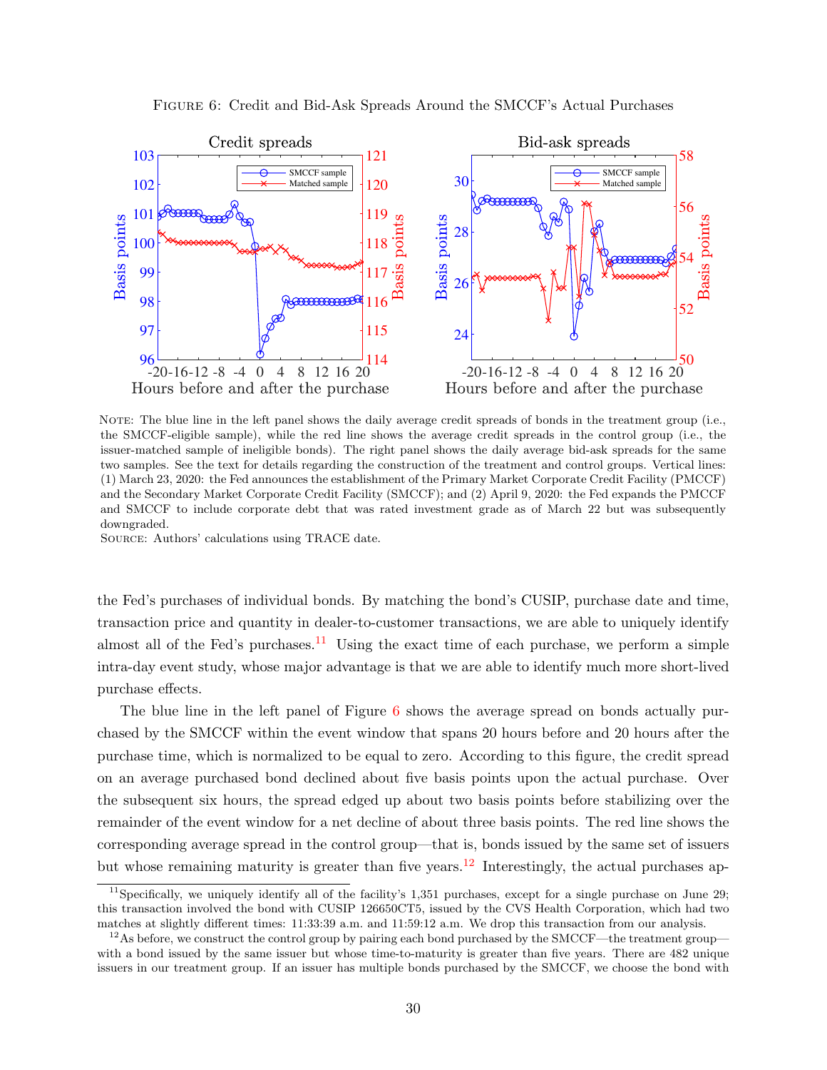Figure 6: Credit and Bid-Ask Spreads Around the SMCCF's Actual Purchases

Note: The blue line in the left panel shows the daily average credit spreads of bonds in the treatment group (i.e., the SMCCF-eligible sample), while the red line shows the average credit spreads in the control group (i.e., the issuer-matched sample of ineligible bonds). The right panel shows the daily average bid-ask spreads for the same two samples. See the text for details regarding the construction of the treatment and control groups. Vertical lines: (1) March 23, 2020: the Fed announces the establishment of the Primary Market Corporate Credit Facility (PMCCF) and the Secondary Market Corporate Credit Facility (SMCCF); and (2) April 9, 2020: the Fed expands the PMCCF and SMCCF to include corporate debt that was rated investment grade as of March 22 but was subsequently downgraded.

Source: Authors' calculations using TRACE date.

the Fed's purchases of individual bonds. By matching the bond's CUSIP, purchase date and time, transaction price and quantity in dealer-to-customer transactions, we are able to uniquely identify almost all of the Fed's purchases.[11] Using the exact time of each purchase, we perform a simple intra-day event study, whose major advantage is that we are able to identify much more short-lived purchase effects.

The blue line in the left panel of Figure 6 shows the average spread on bonds actually purchased by the SMCCF within the event window that spans 20 hours before and 20 hours after the purchase time, which is normalized to be equal to zero. According to this figure, the credit spread on an average purchased bond declined about five basis points upon the actual purchase. Over the subsequent six hours, the spread edged up about two basis points before stabilizing over the remainder of the event window for a net decline of about three basis points. The red line shows the corresponding average spread in the control group—that is, bonds issued by the same set of issuers but whose remaining maturity is greater than five years.[12] Interestingly, the actual purchases ap-

[11] Specifically, we uniquely identify all of the facility's 1,351 purchases, except for a single purchase on June 29; this transaction involved the bond with CUSIP 126650CT5, issued by the CVS Health Corporation, which had two matches at slightly different times: 11:33:39 a.m. and 11:59:12 a.m. We drop this transaction from our analysis.

[12] As before, we construct the control group by pairing each bond purchased by the SMCCF—the treatment group—with a bond issued by the same issuer but whose time-to-maturity is greater than five years. There are 482 unique issuers in our treatment group. If an issuer has multiple bonds purchased by the SMCCF, we choose the bond with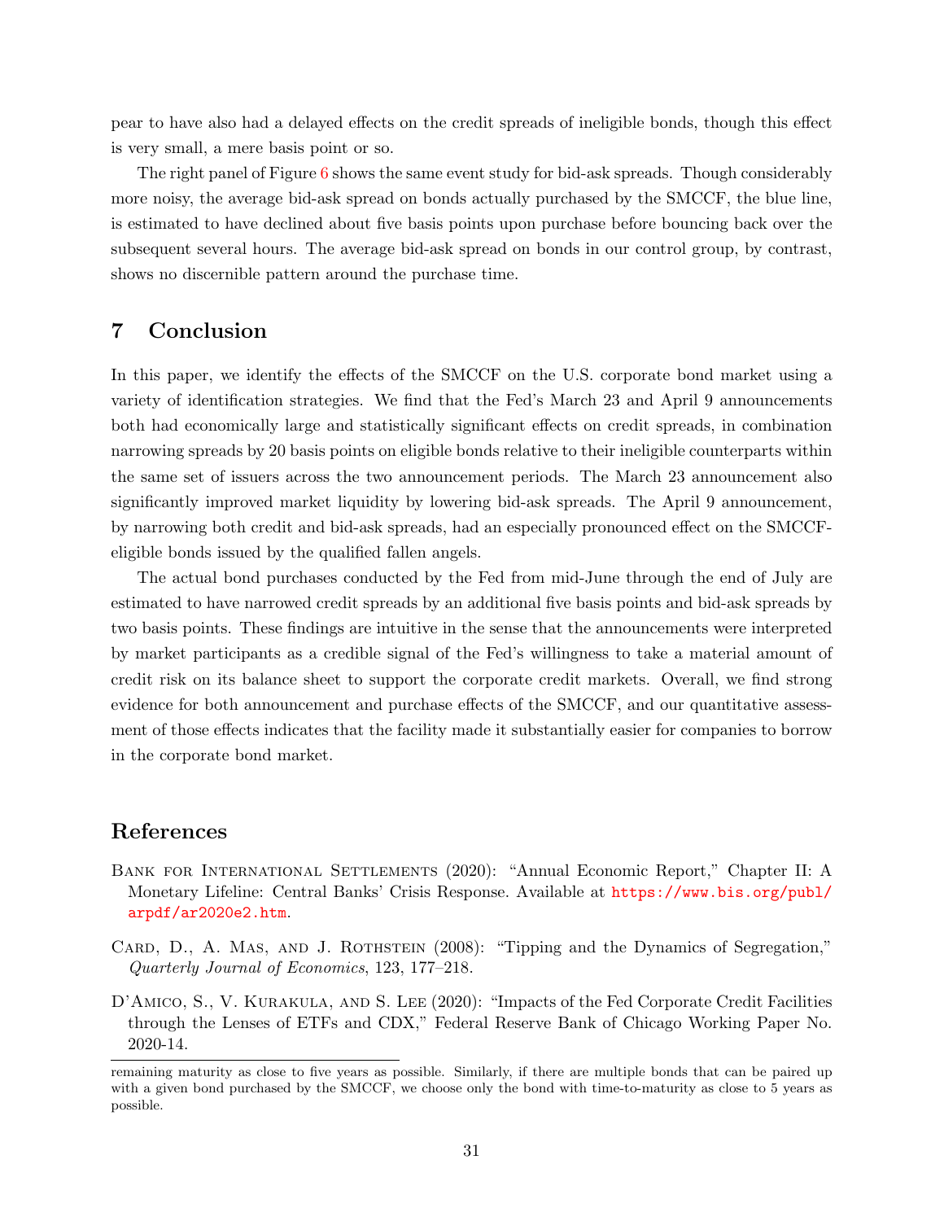pear to have also had a delayed effects on the credit spreads of ineligible bonds, though this effect is very small, a mere basis point or so.

The right panel of Figure 6 shows the same event study for bid-ask spreads. Though considerably more noisy, the average bid-ask spread on bonds actually purchased by the SMCCF, the blue line, is estimated to have declined about five basis points upon purchase before bouncing back over the subsequent several hours. The average bid-ask spread on bonds in our control group, by contrast, shows no discernible pattern around the purchase time.

## 7 Conclusion

In this paper, we identify the effects of the SMCCF on the U.S. corporate bond market using a variety of identification strategies. We find that the Fed's March 23 and April 9 announcements both had economically large and statistically significant effects on credit spreads, in combination narrowing spreads by 20 basis points on eligible bonds relative to their ineligible counterparts within the same set of issuers across the two announcement periods. The March 23 announcement also significantly improved market liquidity by lowering bid-ask spreads. The April 9 announcement, by narrowing both credit and bid-ask spreads, had an especially pronounced effect on the SMCCF-eligible bonds issued by the qualified fallen angels.

The actual bond purchases conducted by the Fed from mid-June through the end of July are estimated to have narrowed credit spreads by an additional five basis points and bid-ask spreads by two basis points. These findings are intuitive in the sense that the announcements were interpreted by market participants as a credible signal of the Fed's willingness to take a material amount of credit risk on its balance sheet to support the corporate credit markets. Overall, we find strong evidence for both announcement and purchase effects of the SMCCF, and our quantitative assessment of those effects indicates that the facility made it substantially easier for companies to borrow in the corporate bond market.

## References

Bank for International Settlements (2020): "Annual Economic Report," Chapter II: A Monetary Lifeline: Central Banks' Crisis Response. Available at https://www.bis.org/publ/arpdf/ar2020e2.htm.

Card, D., A. Mas, and J. Rothstein (2008): "Tipping and the Dynamics of Segregation," *Quarterly Journal of Economics*, 123, 177–218.

D'Amico, S., V. Kurakula, and S. Lee (2020): "Impacts of the Fed Corporate Credit Facilities through the Lenses of ETFs and CDX," Federal Reserve Bank of Chicago Working Paper No. 2020-14.

remaining maturity as close to five years as possible. Similarly, if there are multiple bonds that can be paired up with a given bond purchased by the SMCCF, we choose only the bond with time-to-maturity as close to 5 years as possible.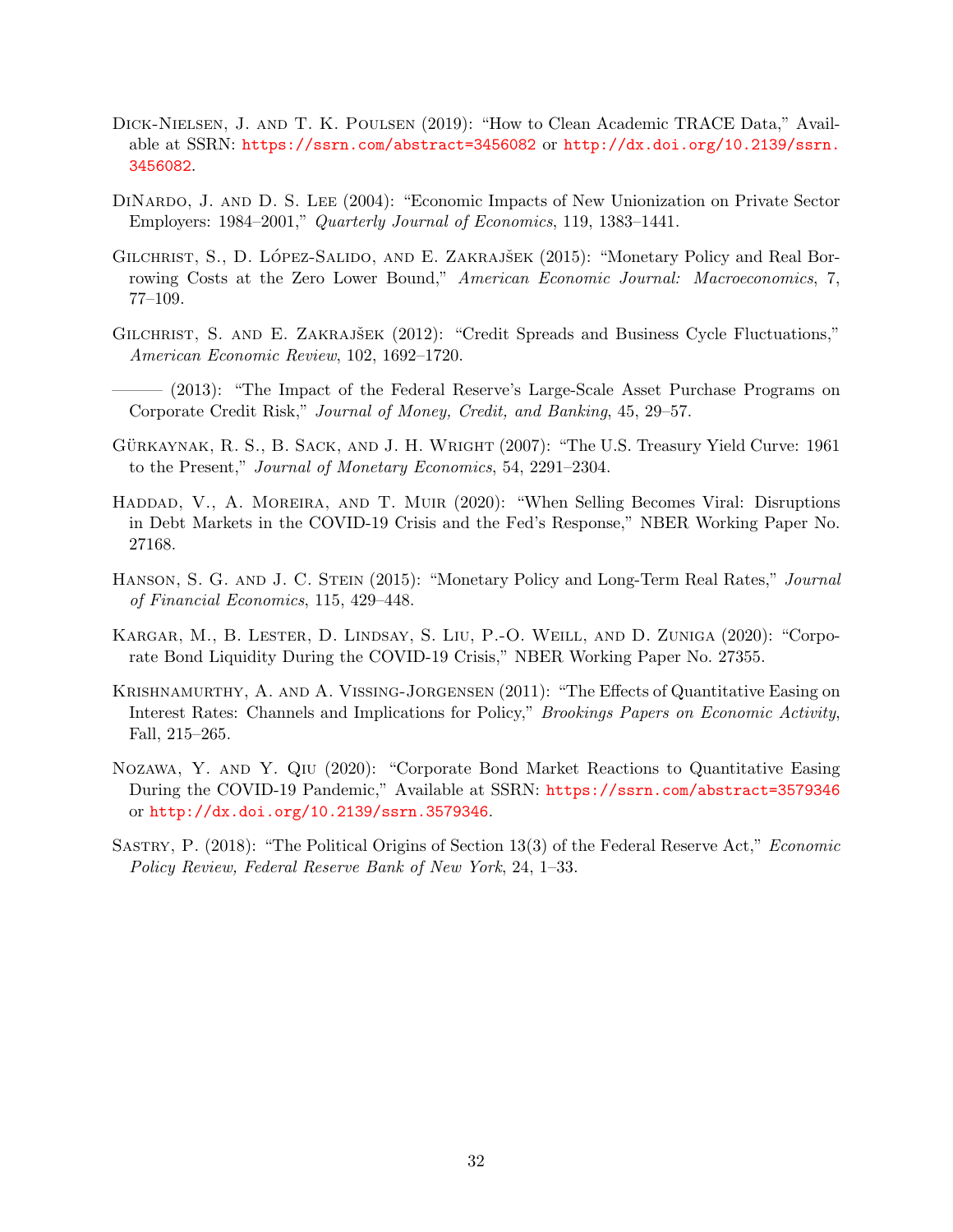Dick-Nielsen, J. and T. K. Poulsen (2019): "How to Clean Academic TRACE Data," Available at SSRN: https://ssrn.com/abstract=3456082 or http://dx.doi.org/10.2139/ssrn.3456082.

DiNardo, J. and D. S. Lee (2004): "Economic Impacts of New Unionization on Private Sector Employers: 1984–2001," *Quarterly Journal of Economics*, 119, 1383–1441.

Gilchrist, S., D. López-Salido, and E. Zakrajšek (2015): "Monetary Policy and Real Borrowing Costs at the Zero Lower Bound," *American Economic Journal: Macroeconomics*, 7, 77–109.

Gilchrist, S. and E. Zakrajšek (2012): "Credit Spreads and Business Cycle Fluctuations," *American Economic Review*, 102, 1692–1720.

——— (2013): "The Impact of the Federal Reserve's Large-Scale Asset Purchase Programs on Corporate Credit Risk," *Journal of Money, Credit, and Banking*, 45, 29–57.

Gürkaynak, R. S., B. Sack, and J. H. Wright (2007): "The U.S. Treasury Yield Curve: 1961 to the Present," *Journal of Monetary Economics*, 54, 2291–2304.

Haddad, V., A. Moreira, and T. Muir (2020): "When Selling Becomes Viral: Disruptions in Debt Markets in the COVID-19 Crisis and the Fed's Response," NBER Working Paper No. 27168.

Hanson, S. G. and J. C. Stein (2015): "Monetary Policy and Long-Term Real Rates," *Journal of Financial Economics*, 115, 429–448.

Kargar, M., B. Lester, D. Lindsay, S. Liu, P.-O. Weill, and D. Zuniga (2020): "Corporate Bond Liquidity During the COVID-19 Crisis," NBER Working Paper No. 27355.

Krishnamurthy, A. and A. Vissing-Jorgensen (2011): "The Effects of Quantitative Easing on Interest Rates: Channels and Implications for Policy," *Brookings Papers on Economic Activity*, Fall, 215–265.

Nozawa, Y. and Y. Qiu (2020): "Corporate Bond Market Reactions to Quantitative Easing During the COVID-19 Pandemic," Available at SSRN: https://ssrn.com/abstract=3579346 or http://dx.doi.org/10.2139/ssrn.3579346.

Sastry, P. (2018): "The Political Origins of Section 13(3) of the Federal Reserve Act," *Economic Policy Review, Federal Reserve Bank of New York*, 24, 1–33.